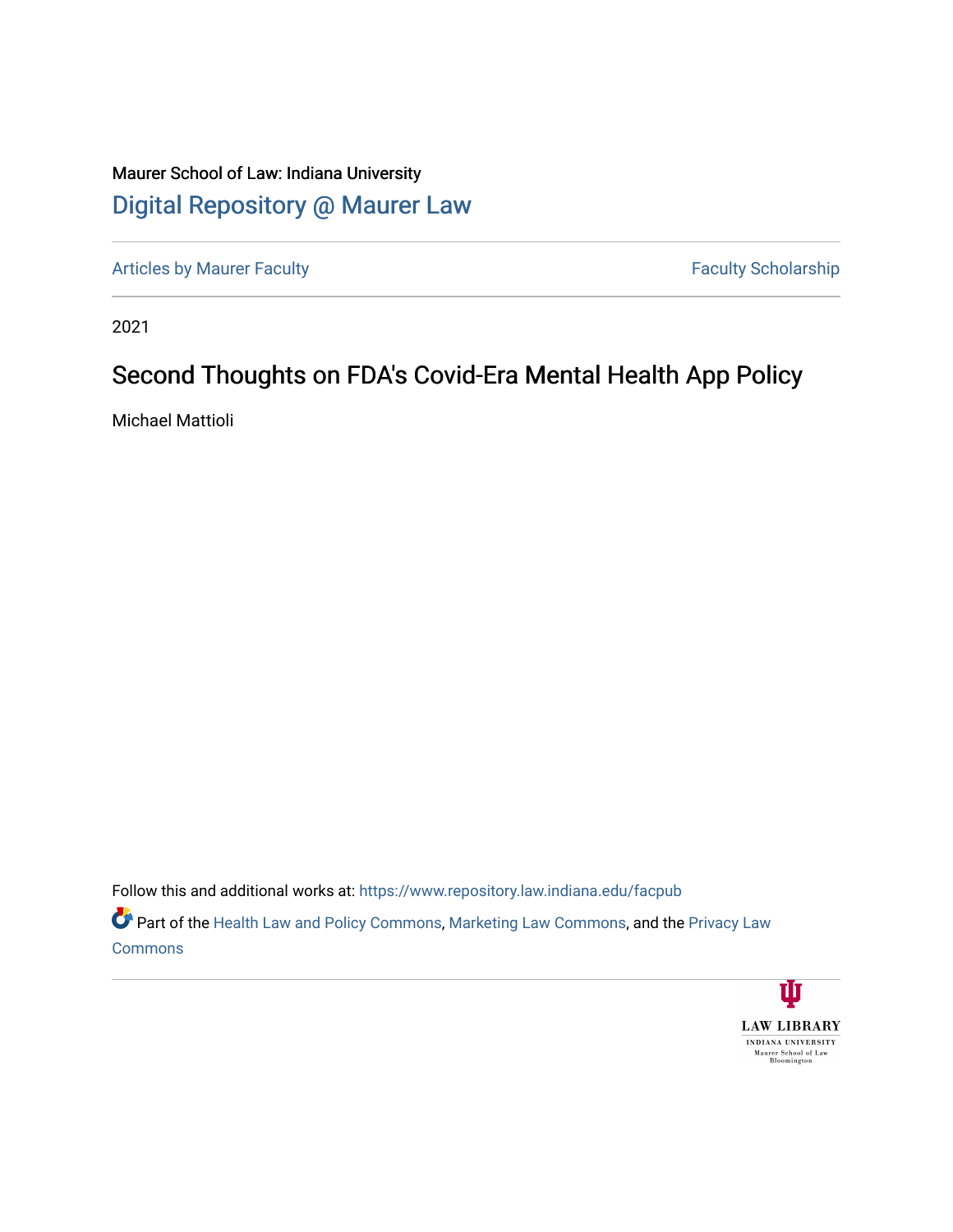Maurer School of Law: Indiana University

# Digital Repository @ Maurer Law

Articles by Maurer Faculty

Faculty Scholarship

2021

## Second Thoughts on FDA's Covid-Era Mental Health App Policy

Michael Mattioli

Follow this and additional works at: https://www.repository.law.indiana.edu/facpub

Part of the Health Law and Policy Commons, Marketing Law Commons, and the Privacy Law Commons

LAW LIBRARY
INDIANA UNIVERSITY
Maurer School of Law
Bloomington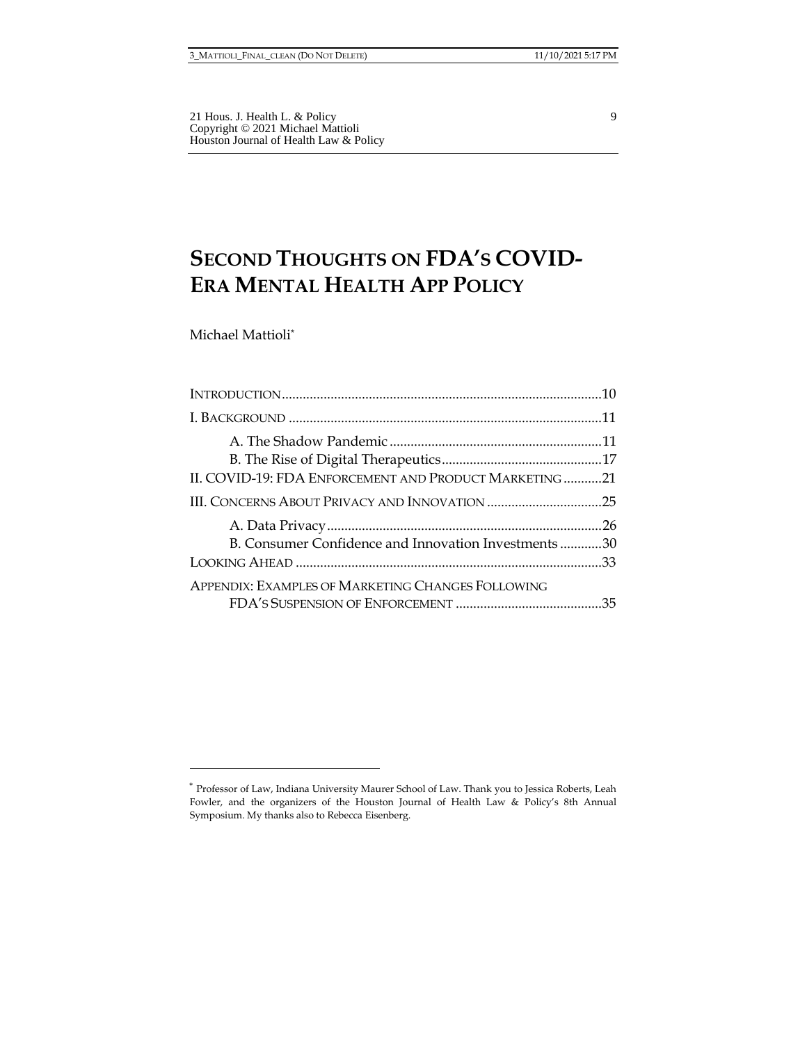# SECOND THOUGHTS ON FDA'S COVID-ERA MENTAL HEALTH APP POLICY

Michael Mattioli*

INTRODUCTION ........................................................................................10

I. BACKGROUND .......................................................................................11

- A. The Shadow Pandemic ..........................................................11
- B. The Rise of Digital Therapeutics ..........................................17

II. COVID-19: FDA ENFORCEMENT AND PRODUCT MARKETING ...........21

III. CONCERNS ABOUT PRIVACY AND INNOVATION ..................................25

- A. Data Privacy ............................................................................26
- B. Consumer Confidence and Innovation Investments ............30

LOOKING AHEAD .......................................................................................33

APPENDIX: EXAMPLES OF MARKETING CHANGES FOLLOWING FDA'S SUSPENSION OF ENFORCEMENT ..........................................35

---

* Professor of Law, Indiana University Maurer School of Law. Thank you to Jessica Roberts, Leah Fowler, and the organizers of the Houston Journal of Health Law & Policy's 8th Annual Symposium. My thanks also to Rebecca Eisenberg.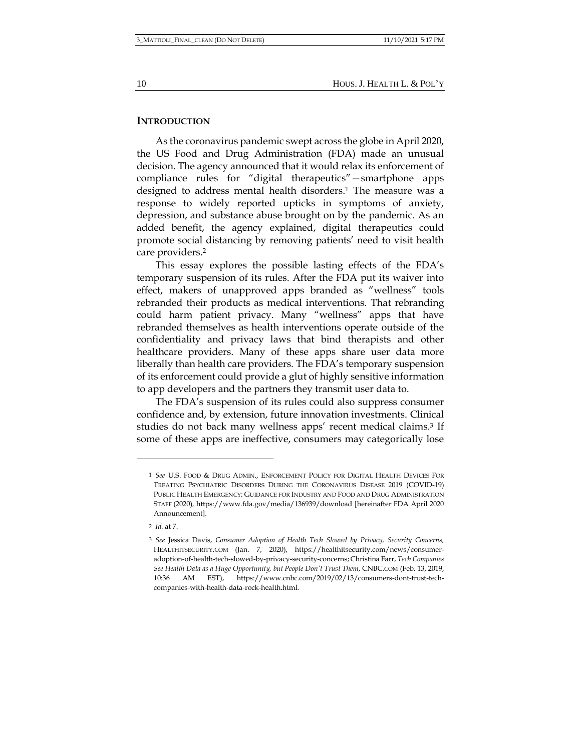## INTRODUCTION

As the coronavirus pandemic swept across the globe in April 2020, the US Food and Drug Administration (FDA) made an unusual decision. The agency announced that it would relax its enforcement of compliance rules for "digital therapeutics"—smartphone apps designed to address mental health disorders.[1] The measure was a response to widely reported upticks in symptoms of anxiety, depression, and substance abuse brought on by the pandemic. As an added benefit, the agency explained, digital therapeutics could promote social distancing by removing patients' need to visit health care providers.[2]

This essay explores the possible lasting effects of the FDA's temporary suspension of its rules. After the FDA put its waiver into effect, makers of unapproved apps branded as "wellness" tools rebranded their products as medical interventions. That rebranding could harm patient privacy. Many "wellness" apps that have rebranded themselves as health interventions operate outside of the confidentiality and privacy laws that bind therapists and other healthcare providers. Many of these apps share user data more liberally than health care providers. The FDA's temporary suspension of its enforcement could provide a glut of highly sensitive information to app developers and the partners they transmit user data to.

The FDA's suspension of its rules could also suppress consumer confidence and, by extension, future innovation investments. Clinical studies do not back many wellness apps' recent medical claims.[3] If some of these apps are ineffective, consumers may categorically lose

---

1 *See* U.S. FOOD & DRUG ADMIN., ENFORCEMENT POLICY FOR DIGITAL HEALTH DEVICES FOR TREATING PSYCHIATRIC DISORDERS DURING THE CORONAVIRUS DISEASE 2019 (COVID-19) PUBLIC HEALTH EMERGENCY: GUIDANCE FOR INDUSTRY AND FOOD AND DRUG ADMINISTRATION STAFF (2020), https://www.fda.gov/media/136939/download [hereinafter FDA April 2020 Announcement].

2 *Id.* at 7.

3 *See* Jessica Davis, *Consumer Adoption of Health Tech Slowed by Privacy, Security Concerns,* HEALTHITSECURITY.COM (Jan. 7, 2020), https://healthitsecurity.com/news/consumer-adoption-of-health-tech-slowed-by-privacy-security-concerns; Christina Farr, *Tech Companies See Health Data as a Huge Opportunity, but People Don't Trust Them*, CNBC.COM (Feb. 13, 2019, 10:36 AM EST), https://www.cnbc.com/2019/02/13/consumers-dont-trust-tech-companies-with-health-data-rock-health.html.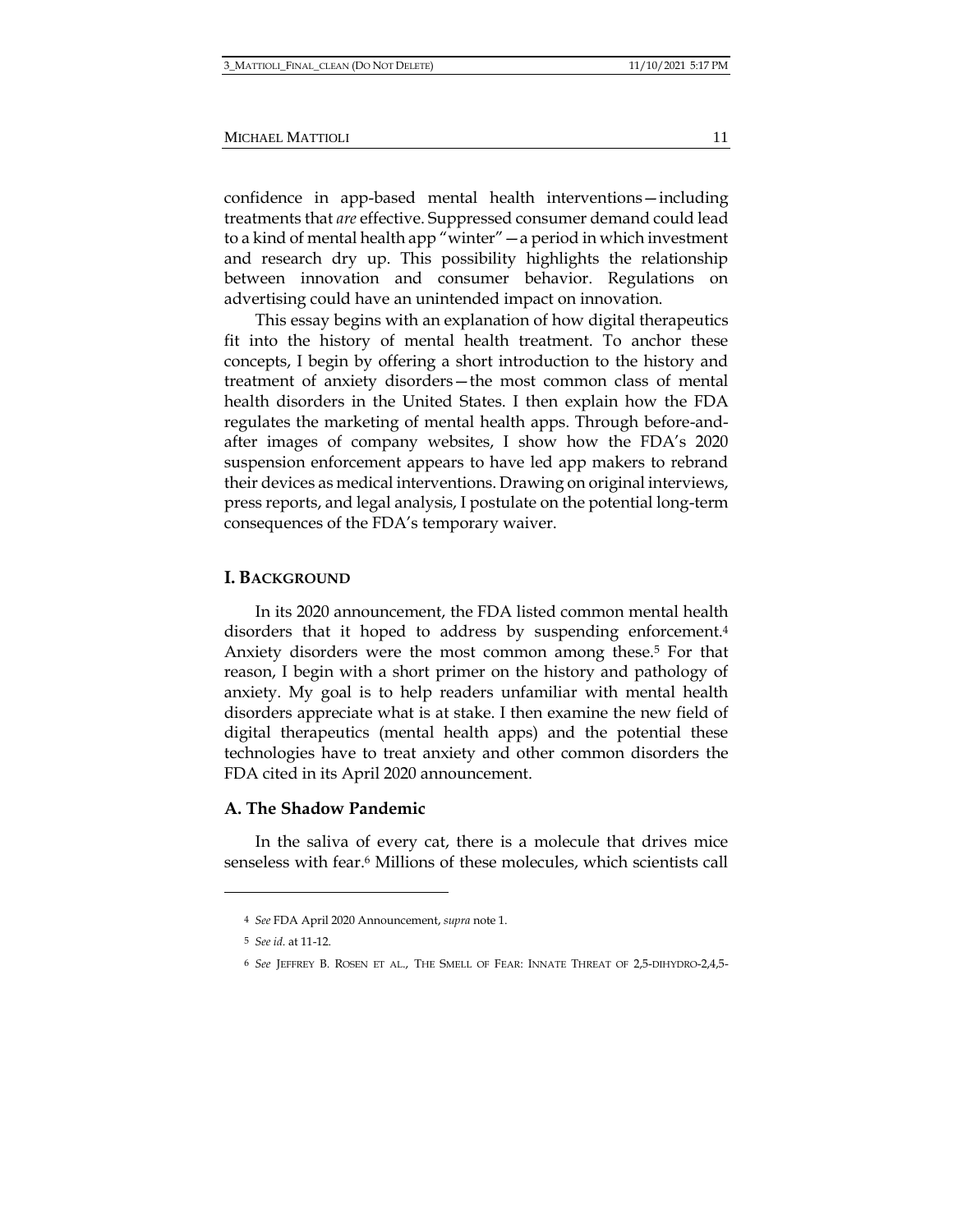confidence in app-based mental health interventions—including treatments that *are* effective. Suppressed consumer demand could lead to a kind of mental health app "winter"—a period in which investment and research dry up. This possibility highlights the relationship between innovation and consumer behavior. Regulations on advertising could have an unintended impact on innovation.

This essay begins with an explanation of how digital therapeutics fit into the history of mental health treatment. To anchor these concepts, I begin by offering a short introduction to the history and treatment of anxiety disorders—the most common class of mental health disorders in the United States. I then explain how the FDA regulates the marketing of mental health apps. Through before-and-after images of company websites, I show how the FDA's 2020 suspension enforcement appears to have led app makers to rebrand their devices as medical interventions. Drawing on original interviews, press reports, and legal analysis, I postulate on the potential long-term consequences of the FDA's temporary waiver.

## I. Background

In its 2020 announcement, the FDA listed common mental health disorders that it hoped to address by suspending enforcement.[4] Anxiety disorders were the most common among these.[5] For that reason, I begin with a short primer on the history and pathology of anxiety. My goal is to help readers unfamiliar with mental health disorders appreciate what is at stake. I then examine the new field of digital therapeutics (mental health apps) and the potential these technologies have to treat anxiety and other common disorders the FDA cited in its April 2020 announcement.

### A. The Shadow Pandemic

In the saliva of every cat, there is a molecule that drives mice senseless with fear.[6] Millions of these molecules, which scientists call

---

[4] *See* FDA April 2020 Announcement, *supra* note 1.

[5] *See id.* at 11-12.

[6] *See* Jeffrey B. Rosen et al., The Smell of Fear: Innate Threat of 2,5-dihydro-2,4,5-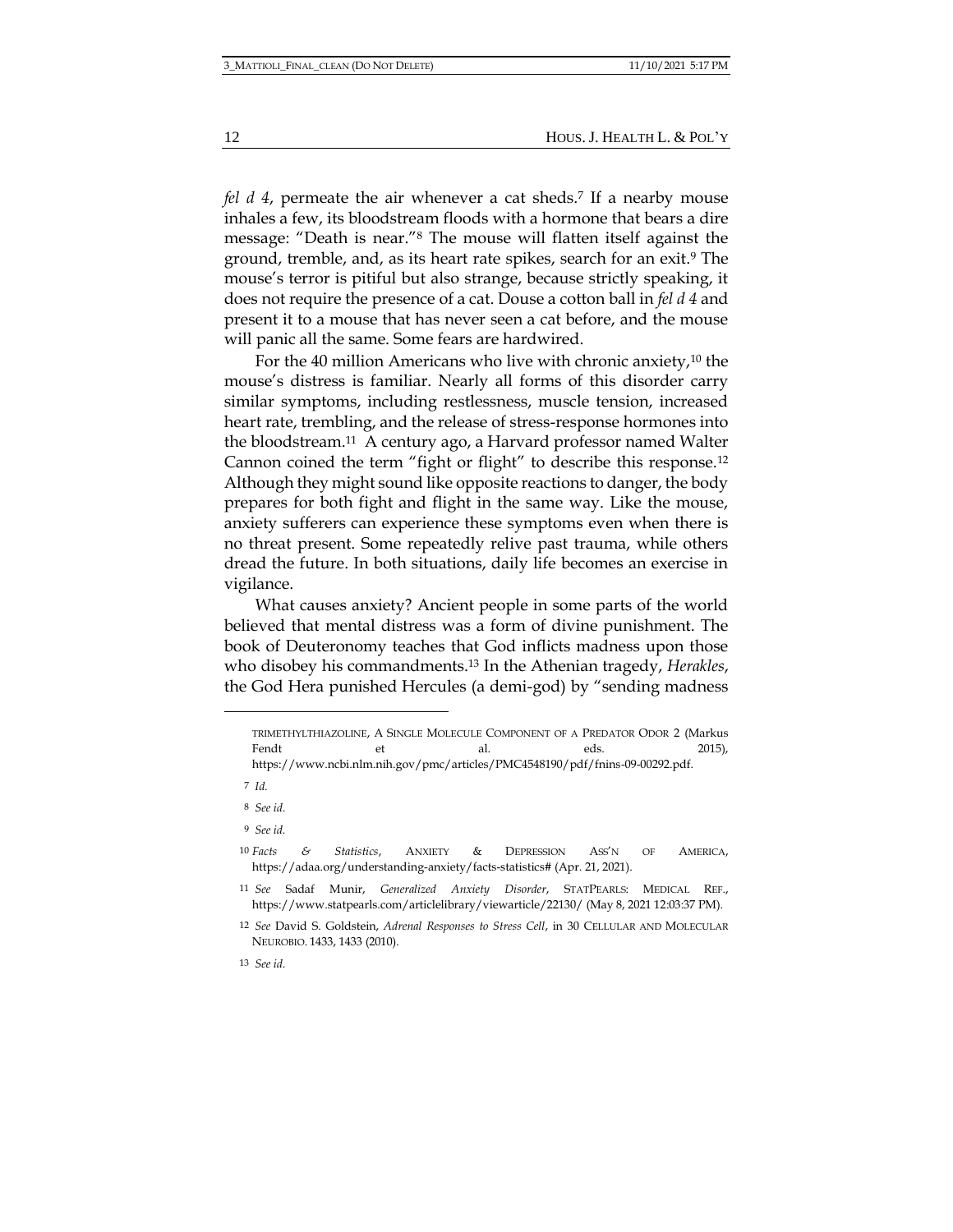*fel d 4*, permeate the air whenever a cat sheds.[7] If a nearby mouse inhales a few, its bloodstream floods with a hormone that bears a dire message: "Death is near."[8] The mouse will flatten itself against the ground, tremble, and, as its heart rate spikes, search for an exit.[9] The mouse's terror is pitiful but also strange, because strictly speaking, it does not require the presence of a cat. Douse a cotton ball in *fel d 4* and present it to a mouse that has never seen a cat before, and the mouse will panic all the same. Some fears are hardwired.

For the 40 million Americans who live with chronic anxiety,[10] the mouse's distress is familiar. Nearly all forms of this disorder carry similar symptoms, including restlessness, muscle tension, increased heart rate, trembling, and the release of stress-response hormones into the bloodstream.[11] A century ago, a Harvard professor named Walter Cannon coined the term "fight or flight" to describe this response.[12] Although they might sound like opposite reactions to danger, the body prepares for both fight and flight in the same way. Like the mouse, anxiety sufferers can experience these symptoms even when there is no threat present. Some repeatedly relive past trauma, while others dread the future. In both situations, daily life becomes an exercise in vigilance.

What causes anxiety? Ancient people in some parts of the world believed that mental distress was a form of divine punishment. The book of Deuteronomy teaches that God inflicts madness upon those who disobey his commandments.[13] In the Athenian tragedy, *Herakles*, the God Hera punished Hercules (a demi-god) by "sending madness

---

TRIMETHYLTHIAZOLINE, A SINGLE MOLECULE COMPONENT OF A PREDATOR ODOR 2 (Markus Fendt et al. eds. 2015), https://www.ncbi.nlm.nih.gov/pmc/articles/PMC4548190/pdf/fnins-09-00292.pdf.

7 *Id.*

8 *See id.*

9 *See id.*

10 *Facts & Statistics*, ANXIETY & DEPRESSION ASS'N OF AMERICA, https://adaa.org/understanding-anxiety/facts-statistics# (Apr. 21, 2021).

11 *See* Sadaf Munir, *Generalized Anxiety Disorder*, STATPEARLS: MEDICAL REF., https://www.statpearls.com/articlelibrary/viewarticle/22130/ (May 8, 2021 12:03:37 PM).

12 *See* David S. Goldstein, *Adrenal Responses to Stress Cell*, in 30 CELLULAR AND MOLECULAR NEUROBIO. 1433, 1433 (2010).

13 *See id.*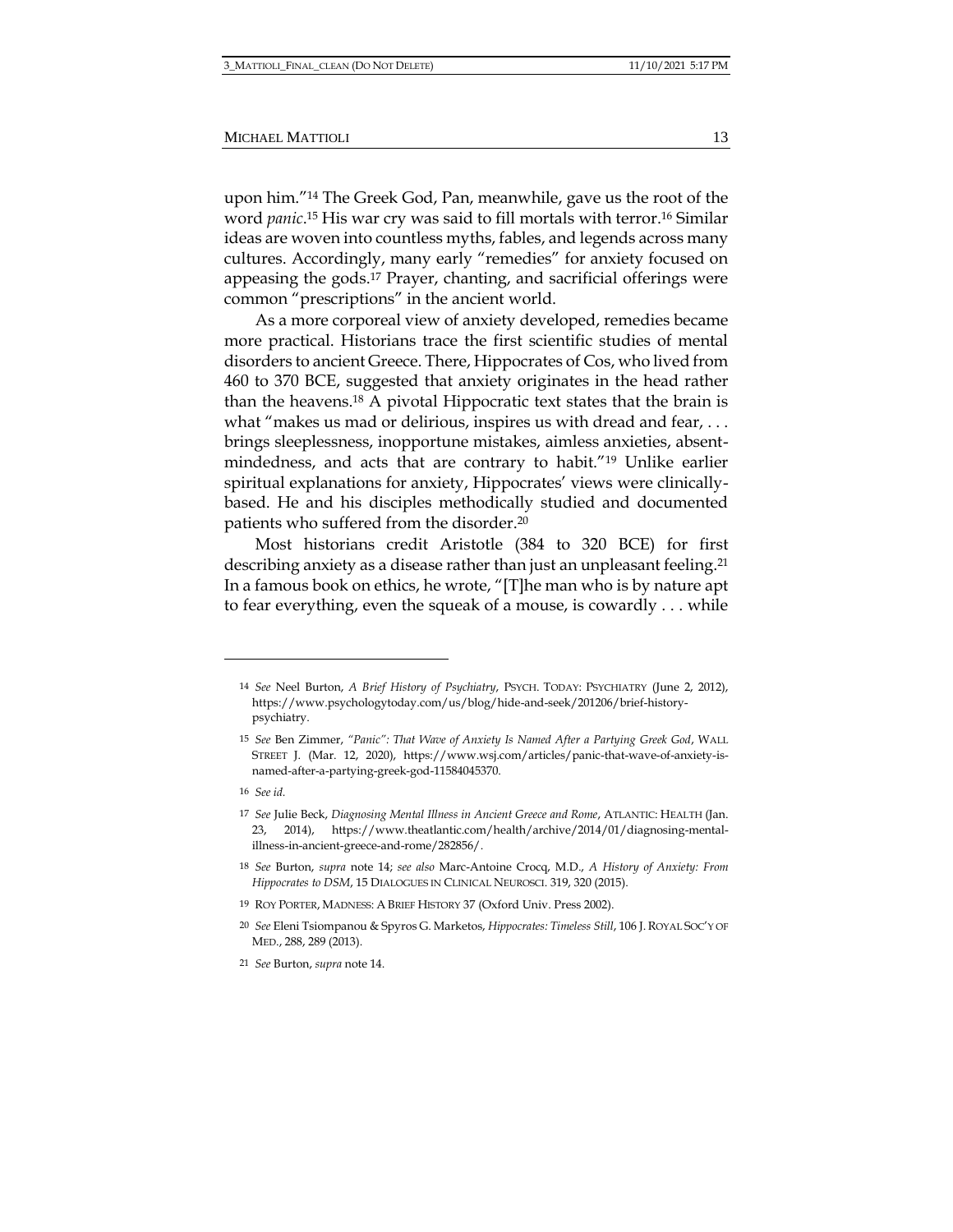upon him."[14] The Greek God, Pan, meanwhile, gave us the root of the word *panic*.[15] His war cry was said to fill mortals with terror.[16] Similar ideas are woven into countless myths, fables, and legends across many cultures. Accordingly, many early "remedies" for anxiety focused on appeasing the gods.[17] Prayer, chanting, and sacrificial offerings were common "prescriptions" in the ancient world.

As a more corporeal view of anxiety developed, remedies became more practical. Historians trace the first scientific studies of mental disorders to ancient Greece. There, Hippocrates of Cos, who lived from 460 to 370 BCE, suggested that anxiety originates in the head rather than the heavens.[18] A pivotal Hippocratic text states that the brain is what "makes us mad or delirious, inspires us with dread and fear, . . . brings sleeplessness, inopportune mistakes, aimless anxieties, absent-mindedness, and acts that are contrary to habit."[19] Unlike earlier spiritual explanations for anxiety, Hippocrates' views were clinically-based. He and his disciples methodically studied and documented patients who suffered from the disorder.[20]

Most historians credit Aristotle (384 to 320 BCE) for first describing anxiety as a disease rather than just an unpleasant feeling.[21] In a famous book on ethics, he wrote, "[T]he man who is by nature apt to fear everything, even the squeak of a mouse, is cowardly . . . while

---

14 *See* Neel Burton, *A Brief History of Psychiatry*, PSYCH. TODAY: PSYCHIATRY (June 2, 2012), https://www.psychologytoday.com/us/blog/hide-and-seek/201206/brief-history-psychiatry.

15 *See* Ben Zimmer, *"Panic": That Wave of Anxiety Is Named After a Partying Greek God*, WALL STREET J. (Mar. 12, 2020), https://www.wsj.com/articles/panic-that-wave-of-anxiety-is-named-after-a-partying-greek-god-11584045370.

16 *See id.*

17 *See* Julie Beck, *Diagnosing Mental Illness in Ancient Greece and Rome*, ATLANTIC: HEALTH (Jan. 23, 2014), https://www.theatlantic.com/health/archive/2014/01/diagnosing-mental-illness-in-ancient-greece-and-rome/282856/.

18 *See* Burton, *supra* note 14; *see also* Marc-Antoine Crocq, M.D., *A History of Anxiety: From Hippocrates to DSM*, 15 DIALOGUES IN CLINICAL NEUROSCI. 319, 320 (2015).

19 ROY PORTER, MADNESS: A BRIEF HISTORY 37 (Oxford Univ. Press 2002).

20 *See* Eleni Tsiompanou & Spyros G. Marketos, *Hippocrates: Timeless Still*, 106 J. ROYAL SOC'Y OF MED., 288, 289 (2013).

21 *See* Burton, *supra* note 14.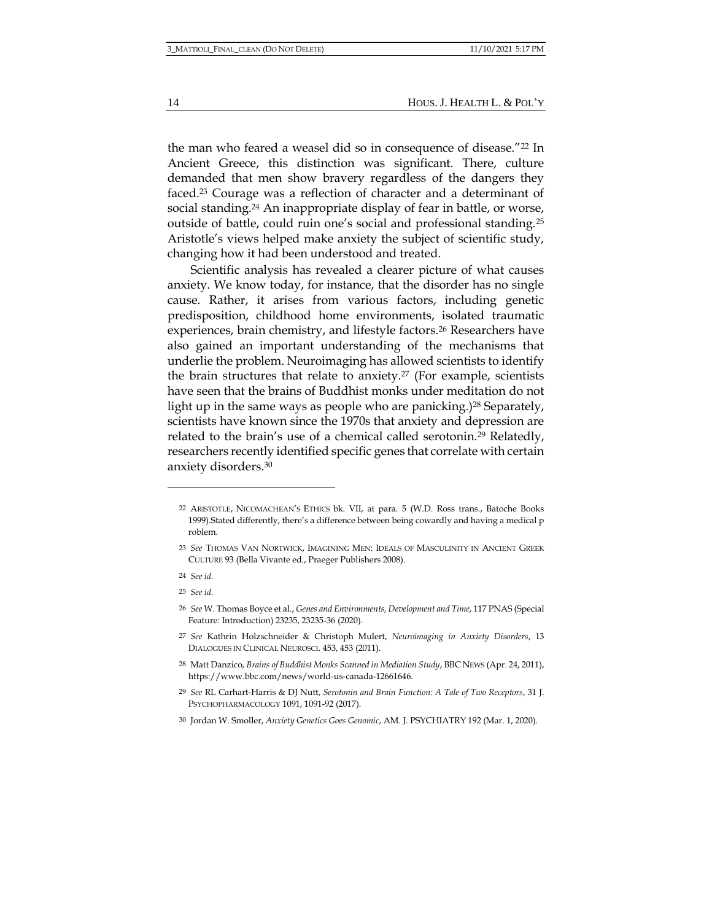the man who feared a weasel did so in consequence of disease."[22] In Ancient Greece, this distinction was significant. There, culture demanded that men show bravery regardless of the dangers they faced.[23] Courage was a reflection of character and a determinant of social standing.[24] An inappropriate display of fear in battle, or worse, outside of battle, could ruin one's social and professional standing.[25] Aristotle's views helped make anxiety the subject of scientific study, changing how it had been understood and treated.

Scientific analysis has revealed a clearer picture of what causes anxiety. We know today, for instance, that the disorder has no single cause. Rather, it arises from various factors, including genetic predisposition, childhood home environments, isolated traumatic experiences, brain chemistry, and lifestyle factors.[26] Researchers have also gained an important understanding of the mechanisms that underlie the problem. Neuroimaging has allowed scientists to identify the brain structures that relate to anxiety.[27] (For example, scientists have seen that the brains of Buddhist monks under meditation do not light up in the same ways as people who are panicking.)[28] Separately, scientists have known since the 1970s that anxiety and depression are related to the brain's use of a chemical called serotonin.[29] Relatedly, researchers recently identified specific genes that correlate with certain anxiety disorders.[30]

---

[22] ARISTOTLE, NICOMACHEAN'S ETHICS bk. VII, at para. 5 (W.D. Ross trans., Batoche Books 1999).Stated differently, there's a difference between being cowardly and having a medical p roblem.

[23] *See* THOMAS VAN NORTWICK, IMAGINING MEN: IDEALS OF MASCULINITY IN ANCIENT GREEK CULTURE 93 (Bella Vivante ed., Praeger Publishers 2008).

[24] *See id.*

[25] *See id.*

[26] *See* W. Thomas Boyce et al., *Genes and Environments, Development and Time*, 117 PNAS (Special Feature: Introduction) 23235, 23235-36 (2020).

[27] *See* Kathrin Holzschneider & Christoph Mulert, *Neuroimaging in Anxiety Disorders*, 13 DIALOGUES IN CLINICAL NEUROSCI. 453, 453 (2011).

[28] Matt Danzico, *Brains of Buddhist Monks Scanned in Mediation Study*, BBC NEWS (Apr. 24, 2011), https://www.bbc.com/news/world-us-canada-12661646.

[29] *See* RL Carhart-Harris & DJ Nutt, *Serotonin and Brain Function: A Tale of Two Receptors*, 31 J. PSYCHOPHARMACOLOGY 1091, 1091-92 (2017).

[30] Jordan W. Smoller, *Anxiety Genetics Goes Genomic*, AM. J. PSYCHIATRY 192 (Mar. 1, 2020).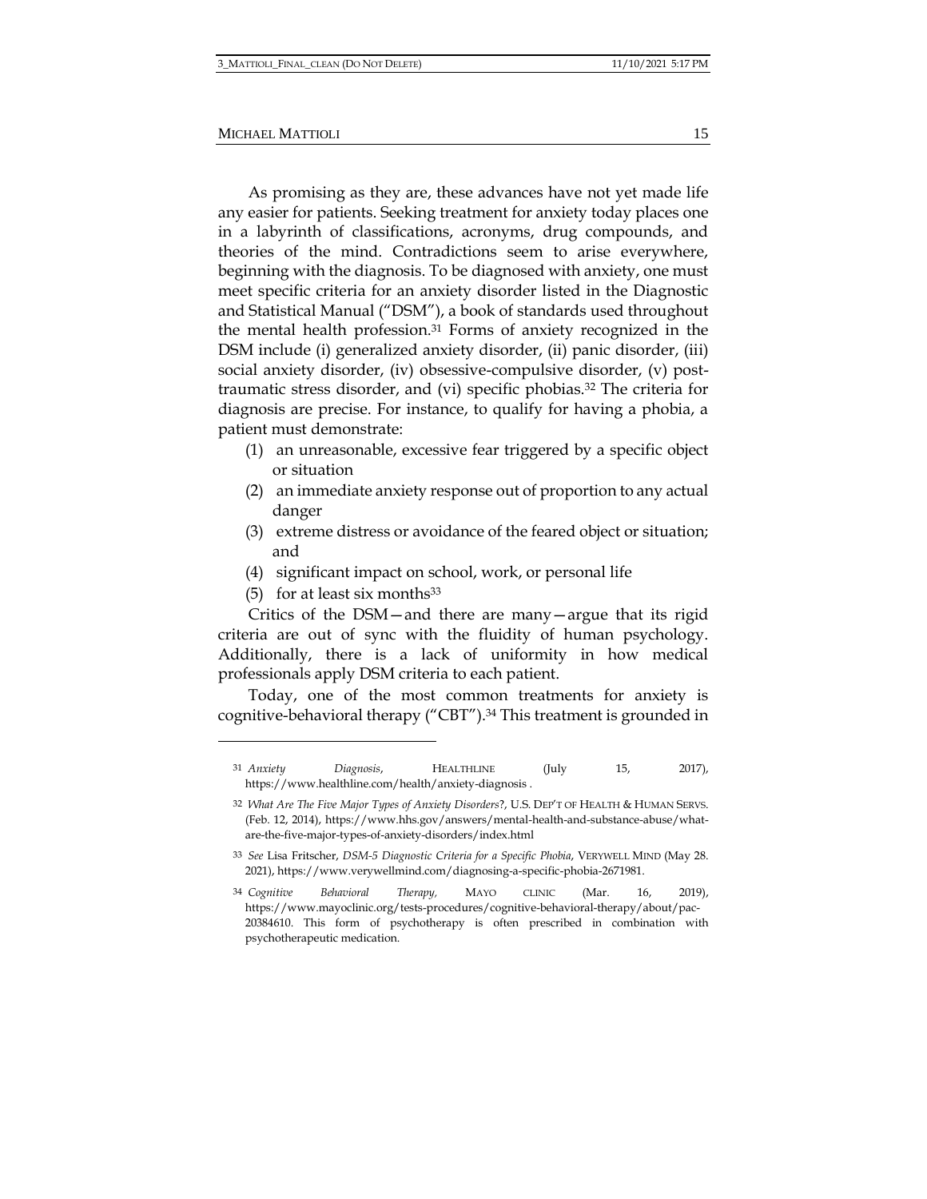As promising as they are, these advances have not yet made life any easier for patients. Seeking treatment for anxiety today places one in a labyrinth of classifications, acronyms, drug compounds, and theories of the mind. Contradictions seem to arise everywhere, beginning with the diagnosis. To be diagnosed with anxiety, one must meet specific criteria for an anxiety disorder listed in the Diagnostic and Statistical Manual ("DSM"), a book of standards used throughout the mental health profession.[31] Forms of anxiety recognized in the DSM include (i) generalized anxiety disorder, (ii) panic disorder, (iii) social anxiety disorder, (iv) obsessive-compulsive disorder, (v) post-traumatic stress disorder, and (vi) specific phobias.[32] The criteria for diagnosis are precise. For instance, to qualify for having a phobia, a patient must demonstrate:

(1) an unreasonable, excessive fear triggered by a specific object or situation
(2) an immediate anxiety response out of proportion to any actual danger
(3) extreme distress or avoidance of the feared object or situation; and
(4) significant impact on school, work, or personal life
(5) for at least six months[33]

Critics of the DSM—and there are many—argue that its rigid criteria are out of sync with the fluidity of human psychology. Additionally, there is a lack of uniformity in how medical professionals apply DSM criteria to each patient.

Today, one of the most common treatments for anxiety is cognitive-behavioral therapy ("CBT").[34] This treatment is grounded in

---

[31] *Anxiety Diagnosis*, HEALTHLINE (July 15, 2017), https://www.healthline.com/health/anxiety-diagnosis .

[32] *What Are The Five Major Types of Anxiety Disorders*?, U.S. DEP'T OF HEALTH & HUMAN SERVS. (Feb. 12, 2014), https://www.hhs.gov/answers/mental-health-and-substance-abuse/what-are-the-five-major-types-of-anxiety-disorders/index.html

[33] *See* Lisa Fritscher, *DSM-5 Diagnostic Criteria for a Specific Phobia*, VERYWELL MIND (May 28. 2021), https://www.verywellmind.com/diagnosing-a-specific-phobia-2671981.

[34] *Cognitive Behavioral Therapy,* MAYO CLINIC (Mar. 16, 2019), https://www.mayoclinic.org/tests-procedures/cognitive-behavioral-therapy/about/pac-20384610. This form of psychotherapy is often prescribed in combination with psychotherapeutic medication.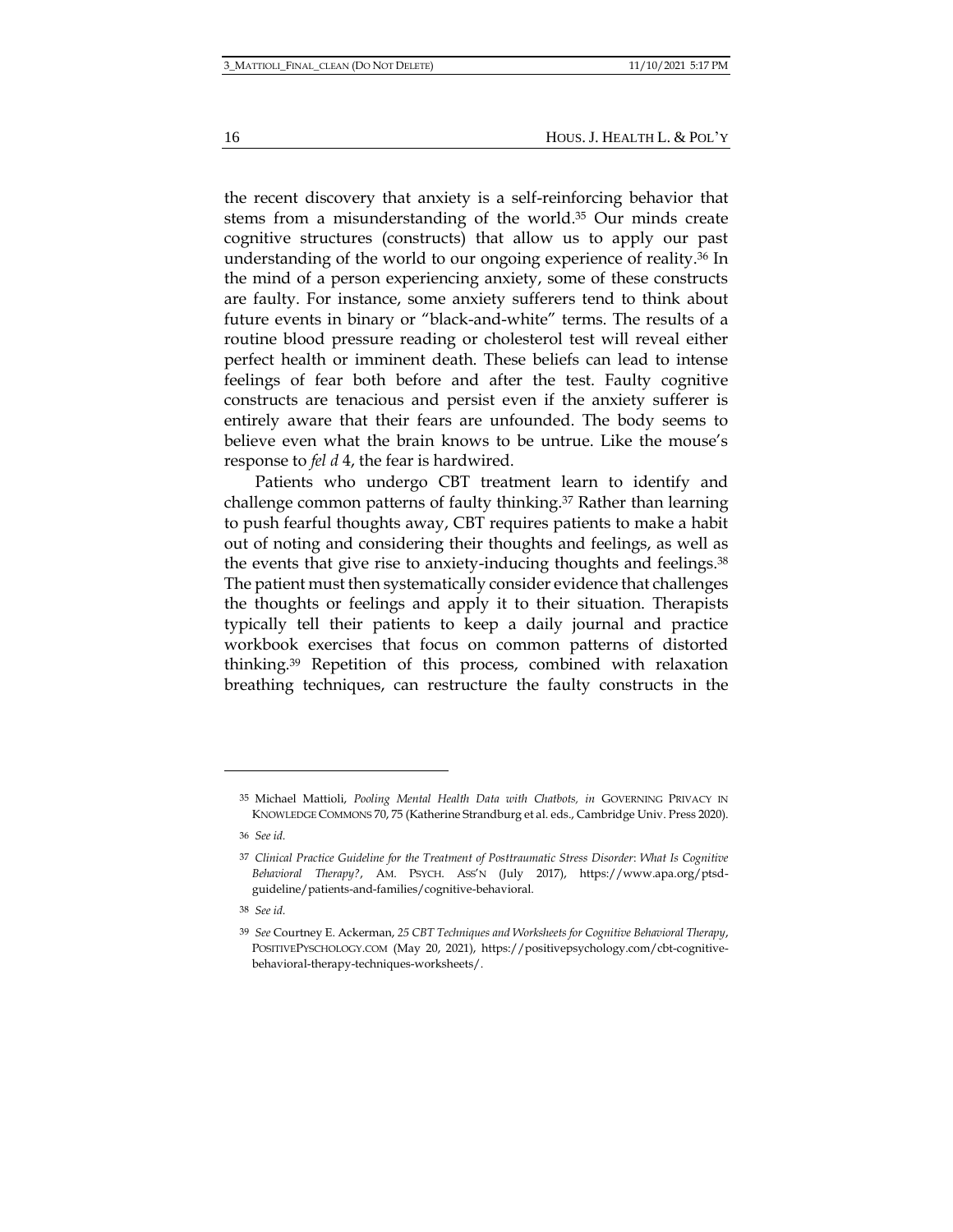the recent discovery that anxiety is a self-reinforcing behavior that stems from a misunderstanding of the world.[35] Our minds create cognitive structures (constructs) that allow us to apply our past understanding of the world to our ongoing experience of reality.[36] In the mind of a person experiencing anxiety, some of these constructs are faulty. For instance, some anxiety sufferers tend to think about future events in binary or "black-and-white" terms. The results of a routine blood pressure reading or cholesterol test will reveal either perfect health or imminent death. These beliefs can lead to intense feelings of fear both before and after the test. Faulty cognitive constructs are tenacious and persist even if the anxiety sufferer is entirely aware that their fears are unfounded. The body seems to believe even what the brain knows to be untrue. Like the mouse's response to *fel d* 4, the fear is hardwired.

Patients who undergo CBT treatment learn to identify and challenge common patterns of faulty thinking.[37] Rather than learning to push fearful thoughts away, CBT requires patients to make a habit out of noting and considering their thoughts and feelings, as well as the events that give rise to anxiety-inducing thoughts and feelings.[38] The patient must then systematically consider evidence that challenges the thoughts or feelings and apply it to their situation. Therapists typically tell their patients to keep a daily journal and practice workbook exercises that focus on common patterns of distorted thinking.[39] Repetition of this process, combined with relaxation breathing techniques, can restructure the faulty constructs in the

---

[35] Michael Mattioli, *Pooling Mental Health Data with Chatbots, in* GOVERNING PRIVACY IN KNOWLEDGE COMMONS 70, 75 (Katherine Strandburg et al. eds., Cambridge Univ. Press 2020).

[36] *See id.*

[37] *Clinical Practice Guideline for the Treatment of Posttraumatic Stress Disorder: What Is Cognitive Behavioral Therapy?*, AM. PSYCH. ASS'N (July 2017), https://www.apa.org/ptsd-guideline/patients-and-families/cognitive-behavioral.

[38] *See id.*

[39] *See* Courtney E. Ackerman, *25 CBT Techniques and Worksheets for Cognitive Behavioral Therapy*, POSITIVEPYSCHOLOGY.COM (May 20, 2021), https://positivepsychology.com/cbt-cognitive-behavioral-therapy-techniques-worksheets/.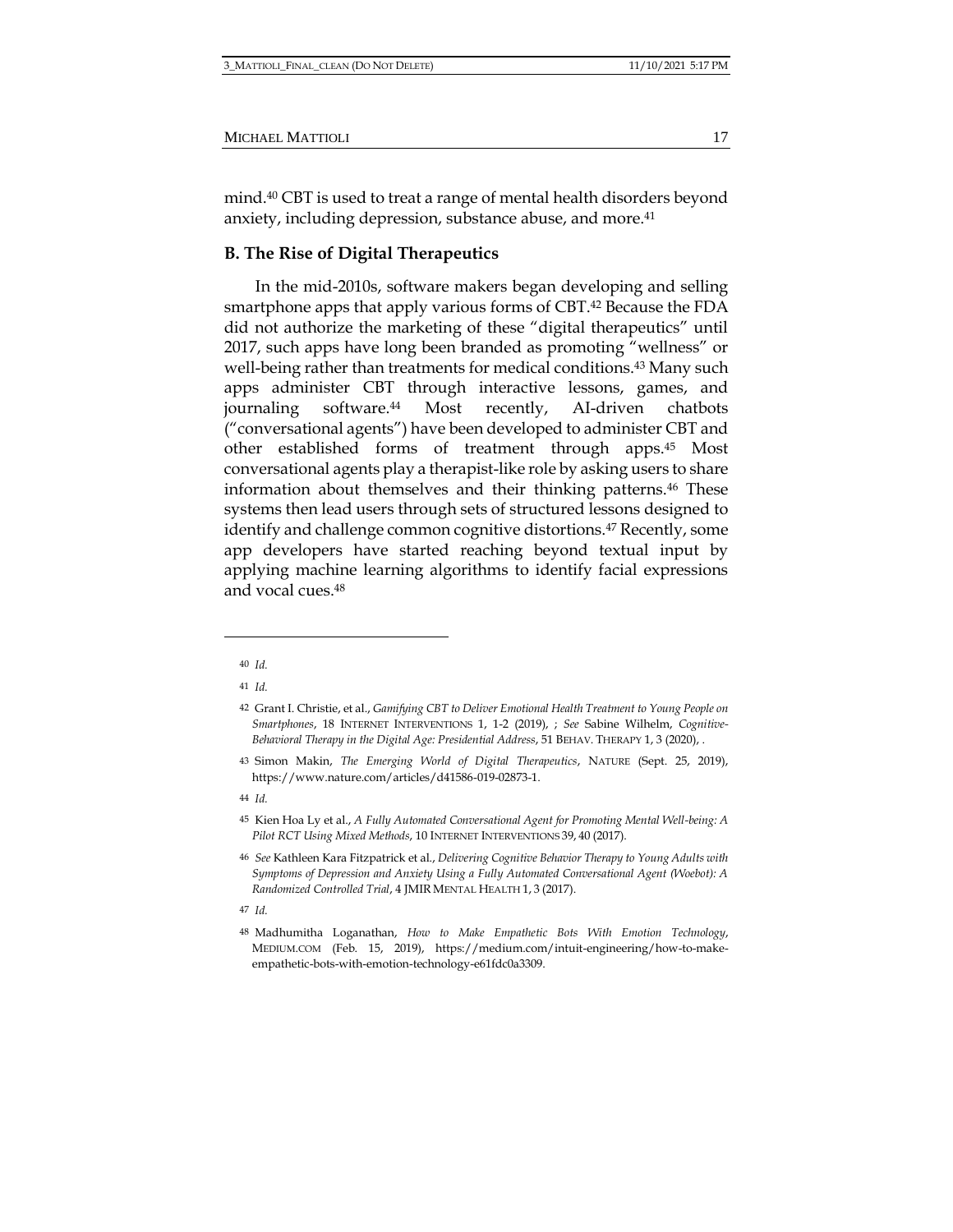mind.[40] CBT is used to treat a range of mental health disorders beyond anxiety, including depression, substance abuse, and more.[41]

## B. The Rise of Digital Therapeutics

In the mid-2010s, software makers began developing and selling smartphone apps that apply various forms of CBT.[42] Because the FDA did not authorize the marketing of these "digital therapeutics" until 2017, such apps have long been branded as promoting "wellness" or well-being rather than treatments for medical conditions.[43] Many such apps administer CBT through interactive lessons, games, and journaling software.[44] Most recently, AI-driven chatbots ("conversational agents") have been developed to administer CBT and other established forms of treatment through apps.[45] Most conversational agents play a therapist-like role by asking users to share information about themselves and their thinking patterns.[46] These systems then lead users through sets of structured lessons designed to identify and challenge common cognitive distortions.[47] Recently, some app developers have started reaching beyond textual input by applying machine learning algorithms to identify facial expressions and vocal cues.[48]

---

40 *Id.*

41 *Id.*

42 Grant I. Christie, et al., *Gamifying CBT to Deliver Emotional Health Treatment to Young People on Smartphones*, 18 INTERNET INTERVENTIONS 1, 1-2 (2019), ; *See* Sabine Wilhelm, *Cognitive-Behavioral Therapy in the Digital Age: Presidential Address*, 51 BEHAV. THERAPY 1, 3 (2020), .

43 Simon Makin, *The Emerging World of Digital Therapeutics*, NATURE (Sept. 25, 2019), https://www.nature.com/articles/d41586-019-02873-1.

44 *Id.*

45 Kien Hoa Ly et al., *A Fully Automated Conversational Agent for Promoting Mental Well-being: A Pilot RCT Using Mixed Methods*, 10 INTERNET INTERVENTIONS 39, 40 (2017).

46 *See* Kathleen Kara Fitzpatrick et al., *Delivering Cognitive Behavior Therapy to Young Adults with Symptoms of Depression and Anxiety Using a Fully Automated Conversational Agent (Woebot): A Randomized Controlled Trial*, 4 JMIR MENTAL HEALTH 1, 3 (2017).

47 *Id.*

48 Madhumitha Loganathan, *How to Make Empathetic Bots With Emotion Technology*, MEDIUM.COM (Feb. 15, 2019), https://medium.com/intuit-engineering/how-to-make-empathetic-bots-with-emotion-technology-e61fdc0a3309.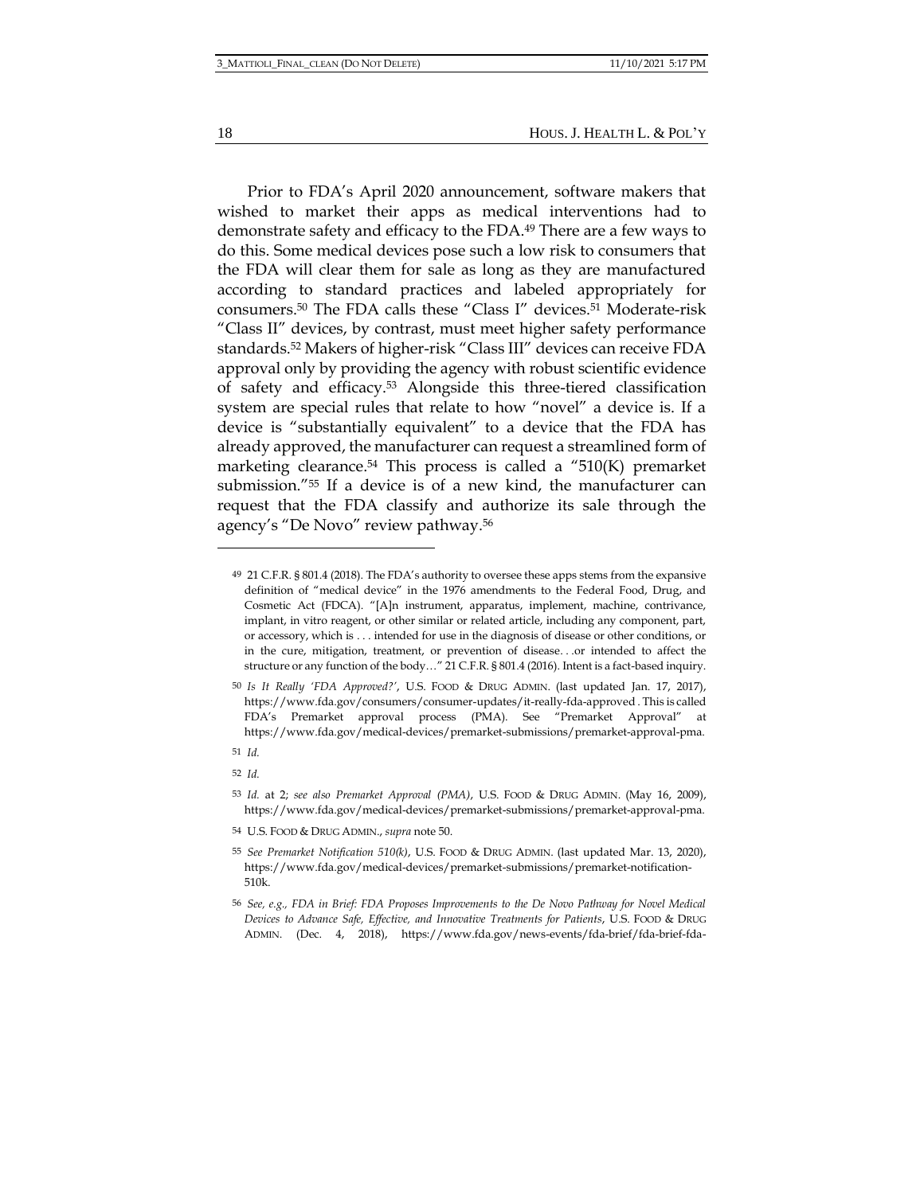Prior to FDA's April 2020 announcement, software makers that wished to market their apps as medical interventions had to demonstrate safety and efficacy to the FDA.[49] There are a few ways to do this. Some medical devices pose such a low risk to consumers that the FDA will clear them for sale as long as they are manufactured according to standard practices and labeled appropriately for consumers.[50] The FDA calls these "Class I" devices.[51] Moderate-risk "Class II" devices, by contrast, must meet higher safety performance standards.[52] Makers of higher-risk "Class III" devices can receive FDA approval only by providing the agency with robust scientific evidence of safety and efficacy.[53] Alongside this three-tiered classification system are special rules that relate to how "novel" a device is. If a device is "substantially equivalent" to a device that the FDA has already approved, the manufacturer can request a streamlined form of marketing clearance.[54] This process is called a "510(K) premarket submission."[55] If a device is of a new kind, the manufacturer can request that the FDA classify and authorize its sale through the agency's "De Novo" review pathway.[56]

---

[49] 21 C.F.R. § 801.4 (2018). The FDA's authority to oversee these apps stems from the expansive definition of "medical device" in the 1976 amendments to the Federal Food, Drug, and Cosmetic Act (FDCA). "[A]n instrument, apparatus, implement, machine, contrivance, implant, in vitro reagent, or other similar or related article, including any component, part, or accessory, which is . . . intended for use in the diagnosis of disease or other conditions, or in the cure, mitigation, treatment, or prevention of disease. . .or intended to affect the structure or any function of the body…" 21 C.F.R. § 801.4 (2016). Intent is a fact-based inquiry.

[50] *Is It Really 'FDA Approved?'*, U.S. FOOD & DRUG ADMIN. (last updated Jan. 17, 2017), https://www.fda.gov/consumers/consumer-updates/it-really-fda-approved . This is called FDA's Premarket approval process (PMA). See "Premarket Approval" at https://www.fda.gov/medical-devices/premarket-submissions/premarket-approval-pma.

[51] *Id.*

[52] *Id.*

[53] *Id.* at 2; *see also Premarket Approval (PMA)*, U.S. FOOD & DRUG ADMIN. (May 16, 2009), https://www.fda.gov/medical-devices/premarket-submissions/premarket-approval-pma.

[54] U.S. FOOD & DRUG ADMIN., *supra* note 50.

[55] *See Premarket Notification 510(k)*, U.S. FOOD & DRUG ADMIN. (last updated Mar. 13, 2020), https://www.fda.gov/medical-devices/premarket-submissions/premarket-notification-510k.

[56] *See, e.g.*, *FDA in Brief: FDA Proposes Improvements to the De Novo Pathway for Novel Medical Devices to Advance Safe, Effective, and Innovative Treatments for Patients*, U.S. FOOD & DRUG ADMIN. (Dec. 4, 2018), https://www.fda.gov/news-events/fda-brief/fda-brief-fda-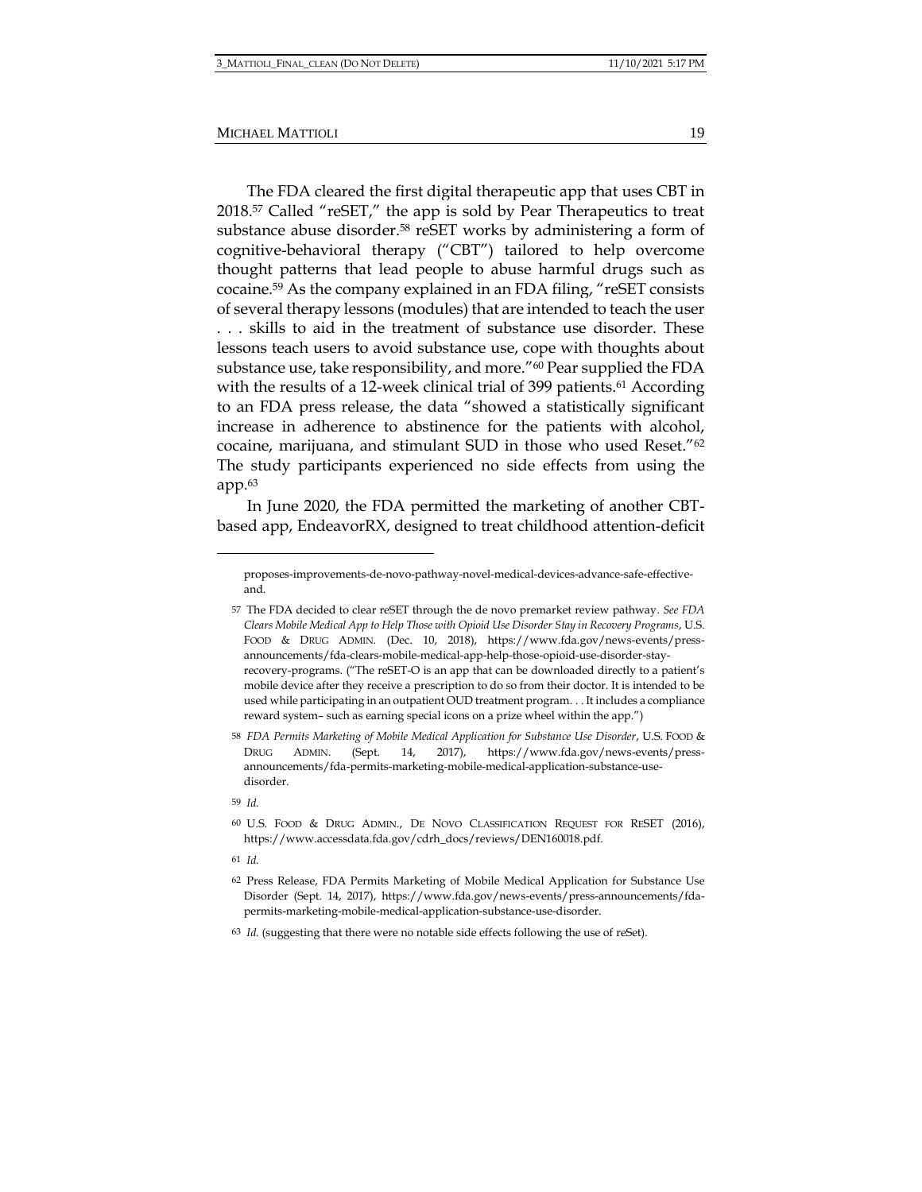The FDA cleared the first digital therapeutic app that uses CBT in 2018.[57] Called "reSET," the app is sold by Pear Therapeutics to treat substance abuse disorder.[58] reSET works by administering a form of cognitive-behavioral therapy ("CBT") tailored to help overcome thought patterns that lead people to abuse harmful drugs such as cocaine.[59] As the company explained in an FDA filing, "reSET consists of several therapy lessons (modules) that are intended to teach the user . . . skills to aid in the treatment of substance use disorder. These lessons teach users to avoid substance use, cope with thoughts about substance use, take responsibility, and more."[60] Pear supplied the FDA with the results of a 12-week clinical trial of 399 patients.[61] According to an FDA press release, the data "showed a statistically significant increase in adherence to abstinence for the patients with alcohol, cocaine, marijuana, and stimulant SUD in those who used Reset."[62] The study participants experienced no side effects from using the app.[63]

In June 2020, the FDA permitted the marketing of another CBT-based app, EndeavorRX, designed to treat childhood attention-deficit

---

proposes-improvements-de-novo-pathway-novel-medical-devices-advance-safe-effective-and.

57 The FDA decided to clear reSET through the de novo premarket review pathway. *See FDA Clears Mobile Medical App to Help Those with Opioid Use Disorder Stay in Recovery Programs*, U.S. FOOD & DRUG ADMIN. (Dec. 10, 2018), https://www.fda.gov/news-events/press-announcements/fda-clears-mobile-medical-app-help-those-opioid-use-disorder-stay-recovery-programs. ("The reSET-O is an app that can be downloaded directly to a patient's mobile device after they receive a prescription to do so from their doctor. It is intended to be used while participating in an outpatient OUD treatment program. . . It includes a compliance reward system– such as earning special icons on a prize wheel within the app.")

58 *FDA Permits Marketing of Mobile Medical Application for Substance Use Disorder*, U.S. FOOD & DRUG ADMIN. (Sept. 14, 2017), https://www.fda.gov/news-events/press-announcements/fda-permits-marketing-mobile-medical-application-substance-use-disorder.

59 *Id.*

60 U.S. FOOD & DRUG ADMIN., DE NOVO CLASSIFICATION REQUEST FOR RESET (2016), https://www.accessdata.fda.gov/cdrh_docs/reviews/DEN160018.pdf.

61 *Id.*

62 Press Release, FDA Permits Marketing of Mobile Medical Application for Substance Use Disorder (Sept. 14, 2017), https://www.fda.gov/news-events/press-announcements/fda-permits-marketing-mobile-medical-application-substance-use-disorder.

63 *Id.* (suggesting that there were no notable side effects following the use of reSet).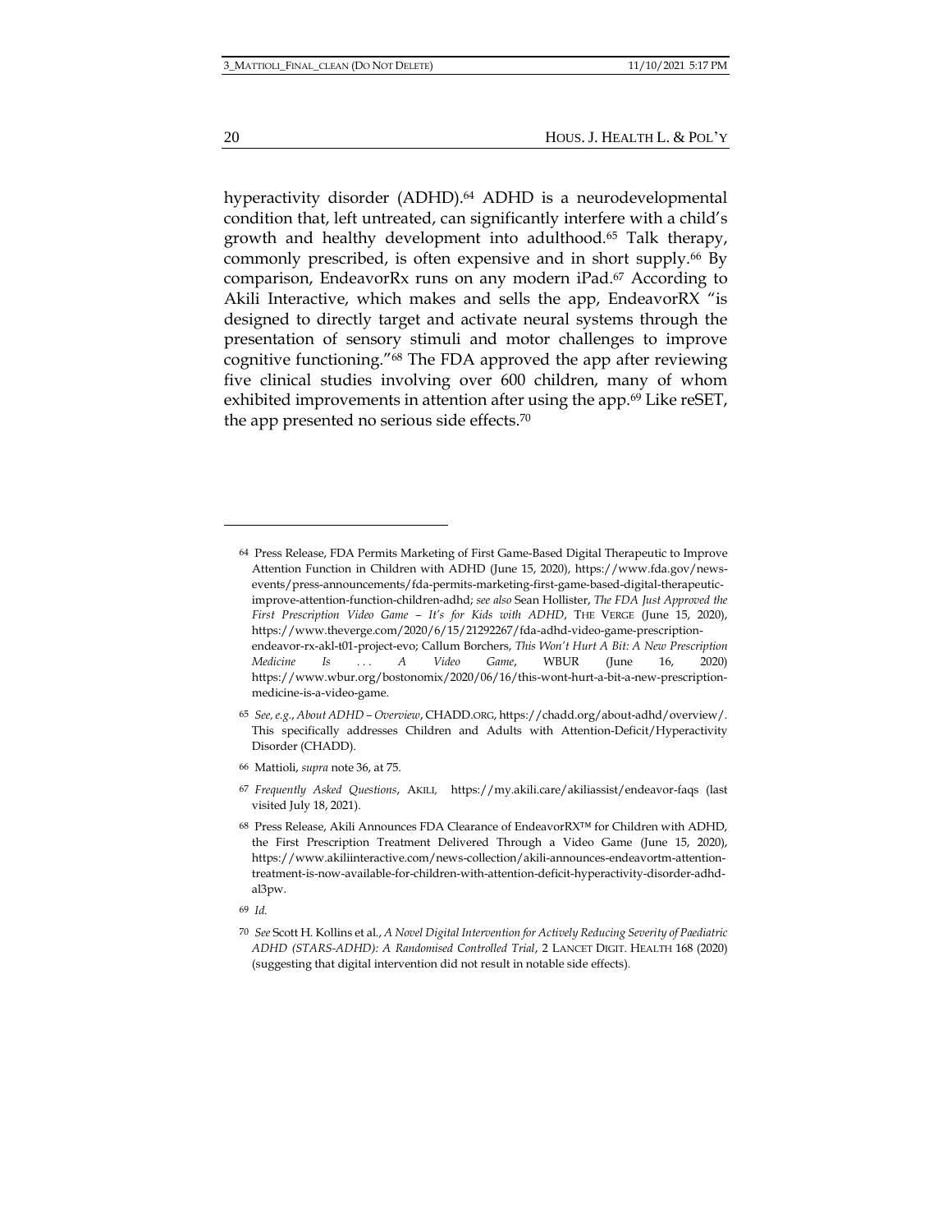hyperactivity disorder (ADHD).[64] ADHD is a neurodevelopmental condition that, left untreated, can significantly interfere with a child's growth and healthy development into adulthood.[65] Talk therapy, commonly prescribed, is often expensive and in short supply.[66] By comparison, EndeavorRx runs on any modern iPad.[67] According to Akili Interactive, which makes and sells the app, EndeavorRX "is designed to directly target and activate neural systems through the presentation of sensory stimuli and motor challenges to improve cognitive functioning."[68] The FDA approved the app after reviewing five clinical studies involving over 600 children, many of whom exhibited improvements in attention after using the app.[69] Like reSET, the app presented no serious side effects.[70]

---

64 Press Release, FDA Permits Marketing of First Game-Based Digital Therapeutic to Improve Attention Function in Children with ADHD (June 15, 2020), https://www.fda.gov/news-events/press-announcements/fda-permits-marketing-first-game-based-digital-therapeutic-improve-attention-function-children-adhd; *see also* Sean Hollister, *The FDA Just Approved the First Prescription Video Game – It's for Kids with ADHD*, THE VERGE (June 15, 2020), https://www.theverge.com/2020/6/15/21292267/fda-adhd-video-game-prescription-endeavor-rx-akl-t01-project-evo; Callum Borchers, *This Won't Hurt A Bit: A New Prescription Medicine Is . . . A Video Game*, WBUR (June 16, 2020) https://www.wbur.org/bostonomix/2020/06/16/this-wont-hurt-a-bit-a-new-prescription-medicine-is-a-video-game.

65 *See, e.g.*, *About ADHD – Overview*, CHADD.ORG, https://chadd.org/about-adhd/overview/. This specifically addresses Children and Adults with Attention-Deficit/Hyperactivity Disorder (CHADD).

66 Mattioli, *supra* note 36, at 75.

67 *Frequently Asked Questions*, AKILI, https://my.akili.care/akiliassist/endeavor-faqs (last visited July 18, 2021).

68 Press Release, Akili Announces FDA Clearance of EndeavorRX™ for Children with ADHD, the First Prescription Treatment Delivered Through a Video Game (June 15, 2020), https://www.akiliinteractive.com/news-collection/akili-announces-endeavortm-attention-treatment-is-now-available-for-children-with-attention-deficit-hyperactivity-disorder-adhd-al3pw.

69 *Id.*

70 *See* Scott H. Kollins et al., *A Novel Digital Intervention for Actively Reducing Severity of Paediatric ADHD (STARS-ADHD): A Randomised Controlled Trial*, 2 LANCET DIGIT. HEALTH 168 (2020) (suggesting that digital intervention did not result in notable side effects).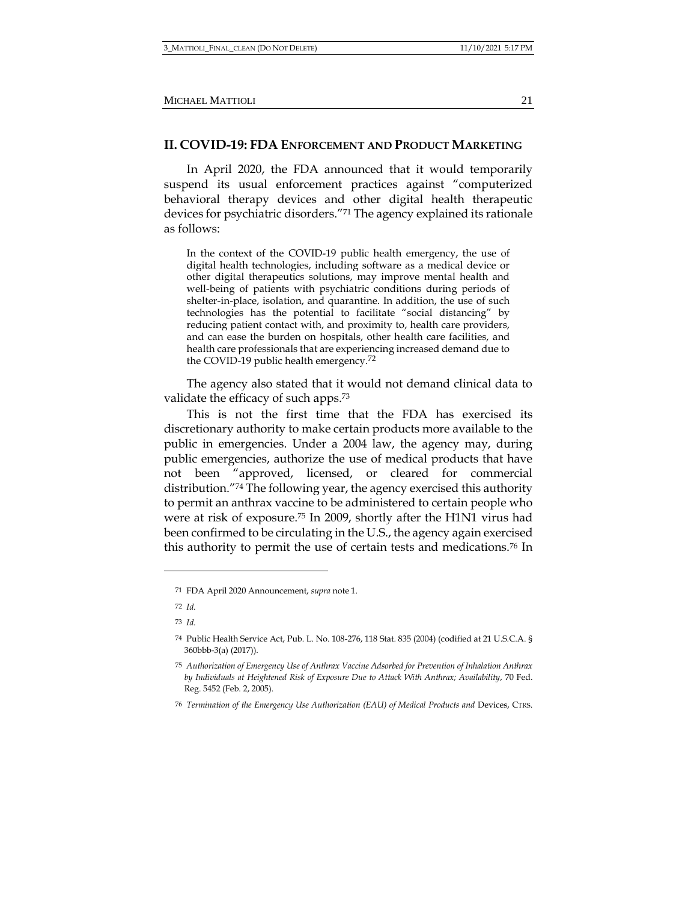## II. COVID-19: FDA ENFORCEMENT AND PRODUCT MARKETING

In April 2020, the FDA announced that it would temporarily suspend its usual enforcement practices against "computerized behavioral therapy devices and other digital health therapeutic devices for psychiatric disorders."[71] The agency explained its rationale as follows:

> In the context of the COVID-19 public health emergency, the use of digital health technologies, including software as a medical device or other digital therapeutics solutions, may improve mental health and well-being of patients with psychiatric conditions during periods of shelter-in-place, isolation, and quarantine. In addition, the use of such technologies has the potential to facilitate "social distancing" by reducing patient contact with, and proximity to, health care providers, and can ease the burden on hospitals, other health care facilities, and health care professionals that are experiencing increased demand due to the COVID-19 public health emergency.[72]

The agency also stated that it would not demand clinical data to validate the efficacy of such apps.[73]

This is not the first time that the FDA has exercised its discretionary authority to make certain products more available to the public in emergencies. Under a 2004 law, the agency may, during public emergencies, authorize the use of medical products that have not been "approved, licensed, or cleared for commercial distribution."[74] The following year, the agency exercised this authority to permit an anthrax vaccine to be administered to certain people who were at risk of exposure.[75] In 2009, shortly after the H1N1 virus had been confirmed to be circulating in the U.S., the agency again exercised this authority to permit the use of certain tests and medications.[76] In

---

71 FDA April 2020 Announcement, *supra* note 1.

72 *Id.*

73 *Id.*

74 Public Health Service Act, Pub. L. No. 108-276, 118 Stat. 835 (2004) (codified at 21 U.S.C.A. § 360bbb-3(a) (2017)).

75 *Authorization of Emergency Use of Anthrax Vaccine Adsorbed for Prevention of Inhalation Anthrax by Individuals at Heightened Risk of Exposure Due to Attack With Anthrax; Availability*, 70 Fed. Reg. 5452 (Feb. 2, 2005).

76 *Termination of the Emergency Use Authorization (EAU) of Medical Products and* Devices, CTRS.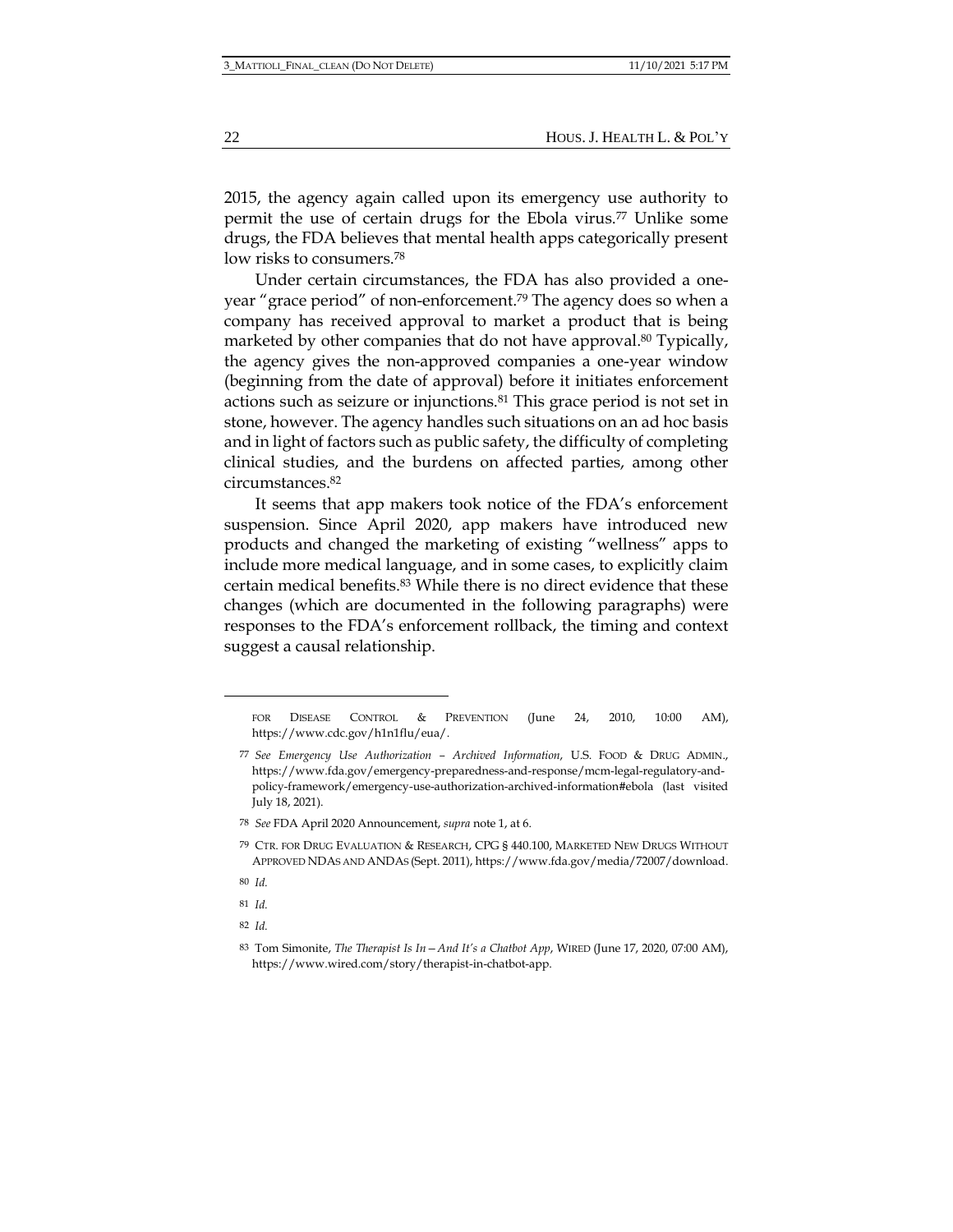2015, the agency again called upon its emergency use authority to permit the use of certain drugs for the Ebola virus.[77] Unlike some drugs, the FDA believes that mental health apps categorically present low risks to consumers.[78]

Under certain circumstances, the FDA has also provided a one-year "grace period" of non-enforcement.[79] The agency does so when a company has received approval to market a product that is being marketed by other companies that do not have approval.[80] Typically, the agency gives the non-approved companies a one-year window (beginning from the date of approval) before it initiates enforcement actions such as seizure or injunctions.[81] This grace period is not set in stone, however. The agency handles such situations on an ad hoc basis and in light of factors such as public safety, the difficulty of completing clinical studies, and the burdens on affected parties, among other circumstances.[82]

It seems that app makers took notice of the FDA's enforcement suspension. Since April 2020, app makers have introduced new products and changed the marketing of existing "wellness" apps to include more medical language, and in some cases, to explicitly claim certain medical benefits.[83] While there is no direct evidence that these changes (which are documented in the following paragraphs) were responses to the FDA's enforcement rollback, the timing and context suggest a causal relationship.

---

FOR DISEASE CONTROL & PREVENTION (June 24, 2010, 10:00 AM), https://www.cdc.gov/h1n1flu/eua/.

77 *See Emergency Use Authorization – Archived Information*, U.S. FOOD & DRUG ADMIN., https://www.fda.gov/emergency-preparedness-and-response/mcm-legal-regulatory-and-policy-framework/emergency-use-authorization-archived-information#ebola (last visited July 18, 2021).

78 *See* FDA April 2020 Announcement, *supra* note 1, at 6.

79 CTR. FOR DRUG EVALUATION & RESEARCH, CPG § 440.100, MARKETED NEW DRUGS WITHOUT APPROVED NDAS AND ANDAS (Sept. 2011), https://www.fda.gov/media/72007/download.

80 *Id.*

81 *Id.*

82 *Id.*

83 Tom Simonite, *The Therapist Is In—And It's a Chatbot App*, WIRED (June 17, 2020, 07:00 AM), https://www.wired.com/story/therapist-in-chatbot-app.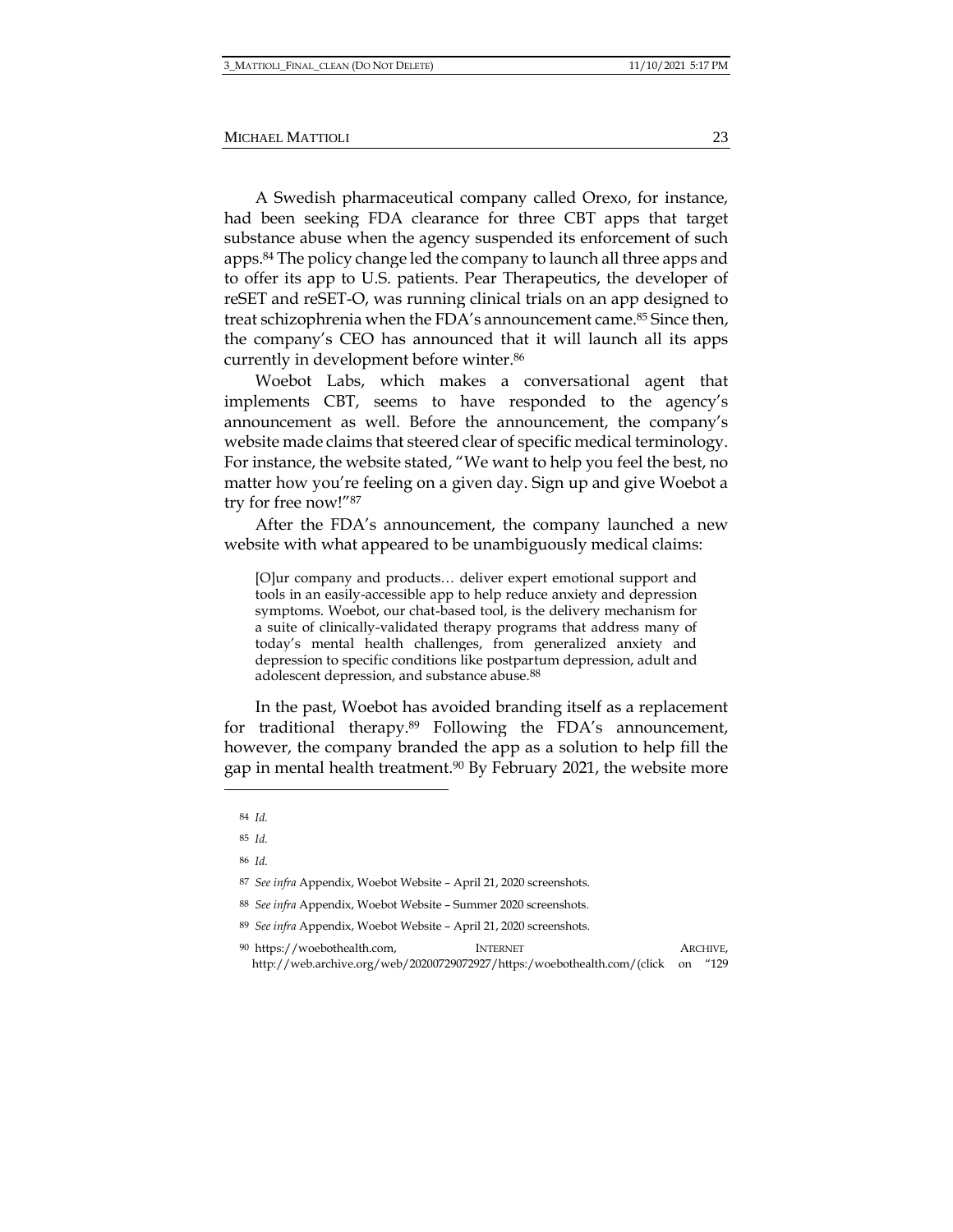A Swedish pharmaceutical company called Orexo, for instance, had been seeking FDA clearance for three CBT apps that target substance abuse when the agency suspended its enforcement of such apps.[84] The policy change led the company to launch all three apps and to offer its app to U.S. patients. Pear Therapeutics, the developer of reSET and reSET-O, was running clinical trials on an app designed to treat schizophrenia when the FDA's announcement came.[85] Since then, the company's CEO has announced that it will launch all its apps currently in development before winter.[86]

Woebot Labs, which makes a conversational agent that implements CBT, seems to have responded to the agency's announcement as well. Before the announcement, the company's website made claims that steered clear of specific medical terminology. For instance, the website stated, "We want to help you feel the best, no matter how you're feeling on a given day. Sign up and give Woebot a try for free now!"[87]

After the FDA's announcement, the company launched a new website with what appeared to be unambiguously medical claims:

> [O]ur company and products… deliver expert emotional support and tools in an easily-accessible app to help reduce anxiety and depression symptoms. Woebot, our chat-based tool, is the delivery mechanism for a suite of clinically-validated therapy programs that address many of today's mental health challenges, from generalized anxiety and depression to specific conditions like postpartum depression, adult and adolescent depression, and substance abuse.[88]

In the past, Woebot has avoided branding itself as a replacement for traditional therapy.[89] Following the FDA's announcement, however, the company branded the app as a solution to help fill the gap in mental health treatment.[90] By February 2021, the website more

---

[84] *Id.*

[85] *Id.*

[86] *Id.*

[87] *See infra* Appendix, Woebot Website – April 21, 2020 screenshots.

[88] *See infra* Appendix, Woebot Website – Summer 2020 screenshots.

[89] *See infra* Appendix, Woebot Website – April 21, 2020 screenshots.

[90] https://woebothealth.com, INTERNET ARCHIVE, http://web.archive.org/web/20200729072927/https:/woebothealth.com/(click on "129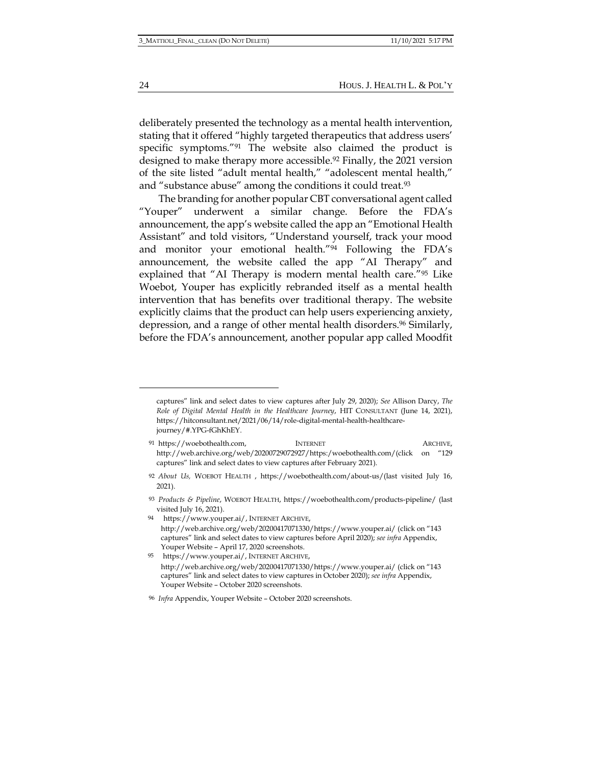deliberately presented the technology as a mental health intervention, stating that it offered "highly targeted therapeutics that address users' specific symptoms."[91] The website also claimed the product is designed to make therapy more accessible.[92] Finally, the 2021 version of the site listed "adult mental health," "adolescent mental health," and "substance abuse" among the conditions it could treat.[93]

The branding for another popular CBT conversational agent called "Youper" underwent a similar change. Before the FDA's announcement, the app's website called the app an "Emotional Health Assistant" and told visitors, "Understand yourself, track your mood and monitor your emotional health."[94] Following the FDA's announcement, the website called the app "AI Therapy" and explained that "AI Therapy is modern mental health care."[95] Like Woebot, Youper has explicitly rebranded itself as a mental health intervention that has benefits over traditional therapy. The website explicitly claims that the product can help users experiencing anxiety, depression, and a range of other mental health disorders.[96] Similarly, before the FDA's announcement, another popular app called Moodfit

---

captures" link and select dates to view captures after July 29, 2020); *See* Allison Darcy, *The Role of Digital Mental Health in the Healthcare Journey*, HIT CONSULTANT (June 14, 2021), https://hitconsultant.net/2021/06/14/role-digital-mental-health-healthcare-journey/#.YPG-fGhKhEY.

[91] https://woebothealth.com, INTERNET ARCHIVE, http://web.archive.org/web/20200729072927/https:/woebothealth.com/(click on "129 captures" link and select dates to view captures after February 2021).

[92] *About Us,* WOEBOT HEALTH , https://woebothealth.com/about-us/(last visited July 16, 2021).

[93] *Products & Pipeline*, WOEBOT HEALTH, https://woebothealth.com/products-pipeline/ (last visited July 16, 2021).

[94] https://www.youper.ai/, INTERNET ARCHIVE, http://web.archive.org/web/20200417071330/https://www.youper.ai/ (click on "143 captures" link and select dates to view captures before April 2020); *see infra* Appendix, Youper Website – April 17, 2020 screenshots.

[95] https://www.youper.ai/, INTERNET ARCHIVE, http://web.archive.org/web/20200417071330/https://www.youper.ai/ (click on "143 captures" link and select dates to view captures in October 2020); *see infra* Appendix, Youper Website – October 2020 screenshots.

[96] *Infra* Appendix, Youper Website – October 2020 screenshots.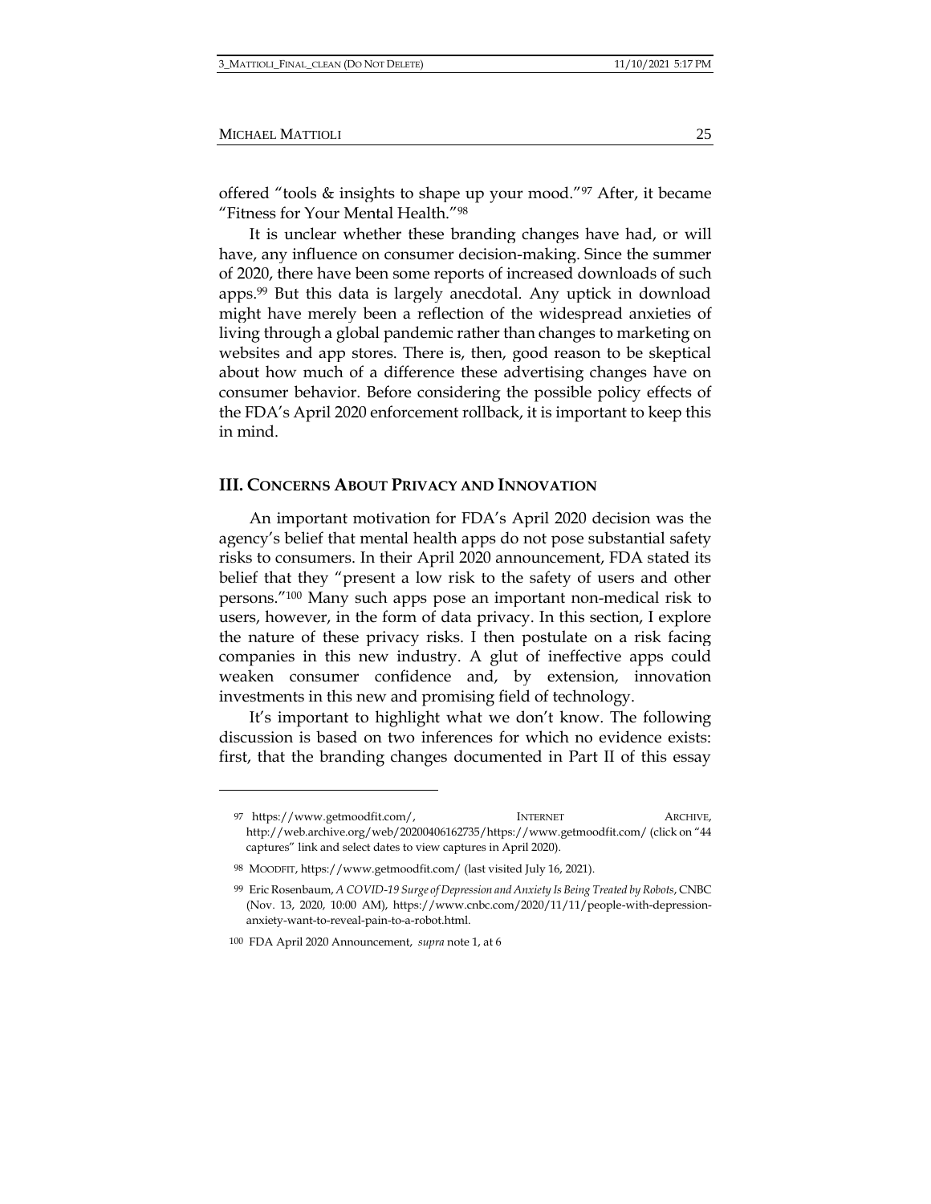offered "tools & insights to shape up your mood."[97] After, it became "Fitness for Your Mental Health."[98]

It is unclear whether these branding changes have had, or will have, any influence on consumer decision-making. Since the summer of 2020, there have been some reports of increased downloads of such apps.[99] But this data is largely anecdotal. Any uptick in download might have merely been a reflection of the widespread anxieties of living through a global pandemic rather than changes to marketing on websites and app stores. There is, then, good reason to be skeptical about how much of a difference these advertising changes have on consumer behavior. Before considering the possible policy effects of the FDA's April 2020 enforcement rollback, it is important to keep this in mind.

## III. Concerns About Privacy and Innovation

An important motivation for FDA's April 2020 decision was the agency's belief that mental health apps do not pose substantial safety risks to consumers. In their April 2020 announcement, FDA stated its belief that they "present a low risk to the safety of users and other persons."[100] Many such apps pose an important non-medical risk to users, however, in the form of data privacy. In this section, I explore the nature of these privacy risks. I then postulate on a risk facing companies in this new industry. A glut of ineffective apps could weaken consumer confidence and, by extension, innovation investments in this new and promising field of technology.

It's important to highlight what we don't know. The following discussion is based on two inferences for which no evidence exists: first, that the branding changes documented in Part II of this essay

---

[97] https://www.getmoodfit.com/, Internet Archive, http://web.archive.org/web/20200406162735/https://www.getmoodfit.com/ (click on "44 captures" link and select dates to view captures in April 2020).

[98] Moodfit, https://www.getmoodfit.com/ (last visited July 16, 2021).

[99] Eric Rosenbaum, *A COVID-19 Surge of Depression and Anxiety Is Being Treated by Robots*, CNBC (Nov. 13, 2020, 10:00 AM), https://www.cnbc.com/2020/11/11/people-with-depression-anxiety-want-to-reveal-pain-to-a-robot.html.

[100] FDA April 2020 Announcement, *supra* note 1, at 6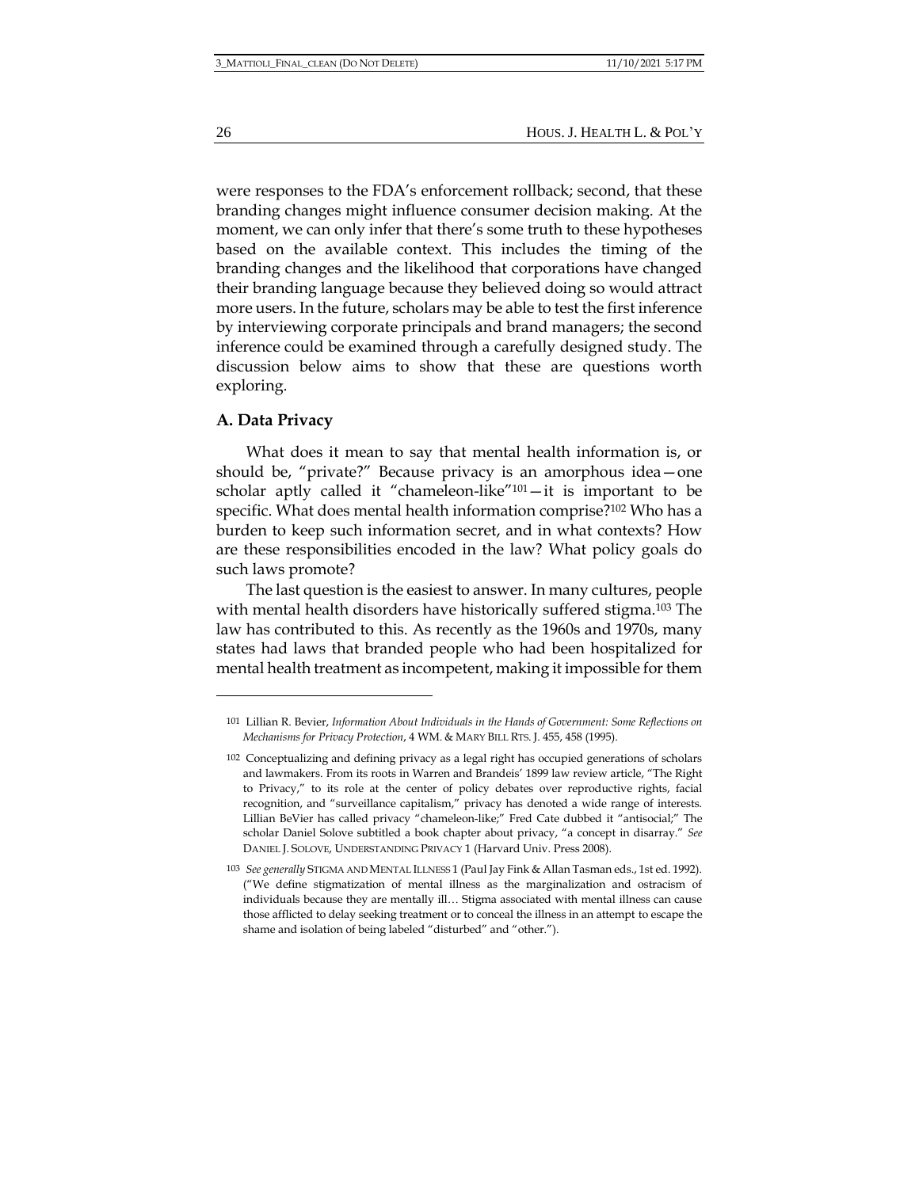were responses to the FDA's enforcement rollback; second, that these branding changes might influence consumer decision making. At the moment, we can only infer that there's some truth to these hypotheses based on the available context. This includes the timing of the branding changes and the likelihood that corporations have changed their branding language because they believed doing so would attract more users. In the future, scholars may be able to test the first inference by interviewing corporate principals and brand managers; the second inference could be examined through a carefully designed study. The discussion below aims to show that these are questions worth exploring.

## A. Data Privacy

What does it mean to say that mental health information is, or should be, "private?" Because privacy is an amorphous idea—one scholar aptly called it "chameleon-like"[101]—it is important to be specific. What does mental health information comprise?[102] Who has a burden to keep such information secret, and in what contexts? How are these responsibilities encoded in the law? What policy goals do such laws promote?

The last question is the easiest to answer. In many cultures, people with mental health disorders have historically suffered stigma.[103] The law has contributed to this. As recently as the 1960s and 1970s, many states had laws that branded people who had been hospitalized for mental health treatment as incompetent, making it impossible for them

---

101 Lillian R. Bevier, *Information About Individuals in the Hands of Government: Some Reflections on Mechanisms for Privacy Protection*, 4 WM. & MARY BILL RTS. J. 455, 458 (1995).

102 Conceptualizing and defining privacy as a legal right has occupied generations of scholars and lawmakers. From its roots in Warren and Brandeis' 1899 law review article, "The Right to Privacy," to its role at the center of policy debates over reproductive rights, facial recognition, and "surveillance capitalism," privacy has denoted a wide range of interests. Lillian BeVier has called privacy "chameleon-like;" Fred Cate dubbed it "antisocial;" The scholar Daniel Solove subtitled a book chapter about privacy, "a concept in disarray." *See* DANIEL J. SOLOVE, UNDERSTANDING PRIVACY 1 (Harvard Univ. Press 2008).

103 *See generally* STIGMA AND MENTAL ILLNESS 1 (Paul Jay Fink & Allan Tasman eds., 1st ed. 1992). ("We define stigmatization of mental illness as the marginalization and ostracism of individuals because they are mentally ill… Stigma associated with mental illness can cause those afflicted to delay seeking treatment or to conceal the illness in an attempt to escape the shame and isolation of being labeled "disturbed" and "other.").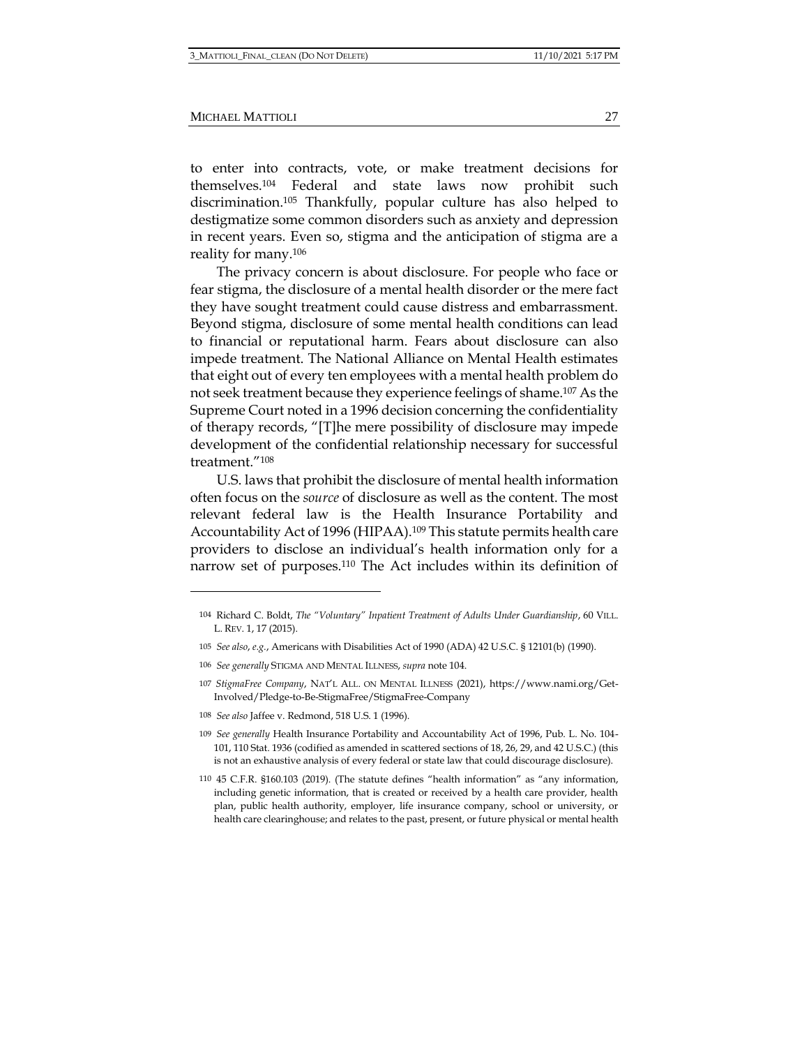to enter into contracts, vote, or make treatment decisions for themselves.[104] Federal and state laws now prohibit such discrimination.[105] Thankfully, popular culture has also helped to destigmatize some common disorders such as anxiety and depression in recent years. Even so, stigma and the anticipation of stigma are a reality for many.[106]

The privacy concern is about disclosure. For people who face or fear stigma, the disclosure of a mental health disorder or the mere fact they have sought treatment could cause distress and embarrassment. Beyond stigma, disclosure of some mental health conditions can lead to financial or reputational harm. Fears about disclosure can also impede treatment. The National Alliance on Mental Health estimates that eight out of every ten employees with a mental health problem do not seek treatment because they experience feelings of shame.[107] As the Supreme Court noted in a 1996 decision concerning the confidentiality of therapy records, "[T]he mere possibility of disclosure may impede development of the confidential relationship necessary for successful treatment."[108]

U.S. laws that prohibit the disclosure of mental health information often focus on the *source* of disclosure as well as the content. The most relevant federal law is the Health Insurance Portability and Accountability Act of 1996 (HIPAA).[109] This statute permits health care providers to disclose an individual's health information only for a narrow set of purposes.[110] The Act includes within its definition of

---

104 Richard C. Boldt, *The "Voluntary" Inpatient Treatment of Adults Under Guardianship*, 60 VILL. L. REV. 1, 17 (2015).

105 *See also*, *e.g.*, Americans with Disabilities Act of 1990 (ADA) 42 U.S.C. § 12101(b) (1990).

106 *See generally* STIGMA AND MENTAL ILLNESS, *supra* note 104.

107 *StigmaFree Company*, NAT'L ALL. ON MENTAL ILLNESS (2021), https://www.nami.org/Get-Involved/Pledge-to-Be-StigmaFree/StigmaFree-Company

108 *See also* Jaffee v. Redmond, 518 U.S. 1 (1996).

109 *See generally* Health Insurance Portability and Accountability Act of 1996, Pub. L. No. 104-101, 110 Stat. 1936 (codified as amended in scattered sections of 18, 26, 29, and 42 U.S.C.) (this is not an exhaustive analysis of every federal or state law that could discourage disclosure).

110 45 C.F.R. §160.103 (2019). (The statute defines "health information" as "any information, including genetic information, that is created or received by a health care provider, health plan, public health authority, employer, life insurance company, school or university, or health care clearinghouse; and relates to the past, present, or future physical or mental health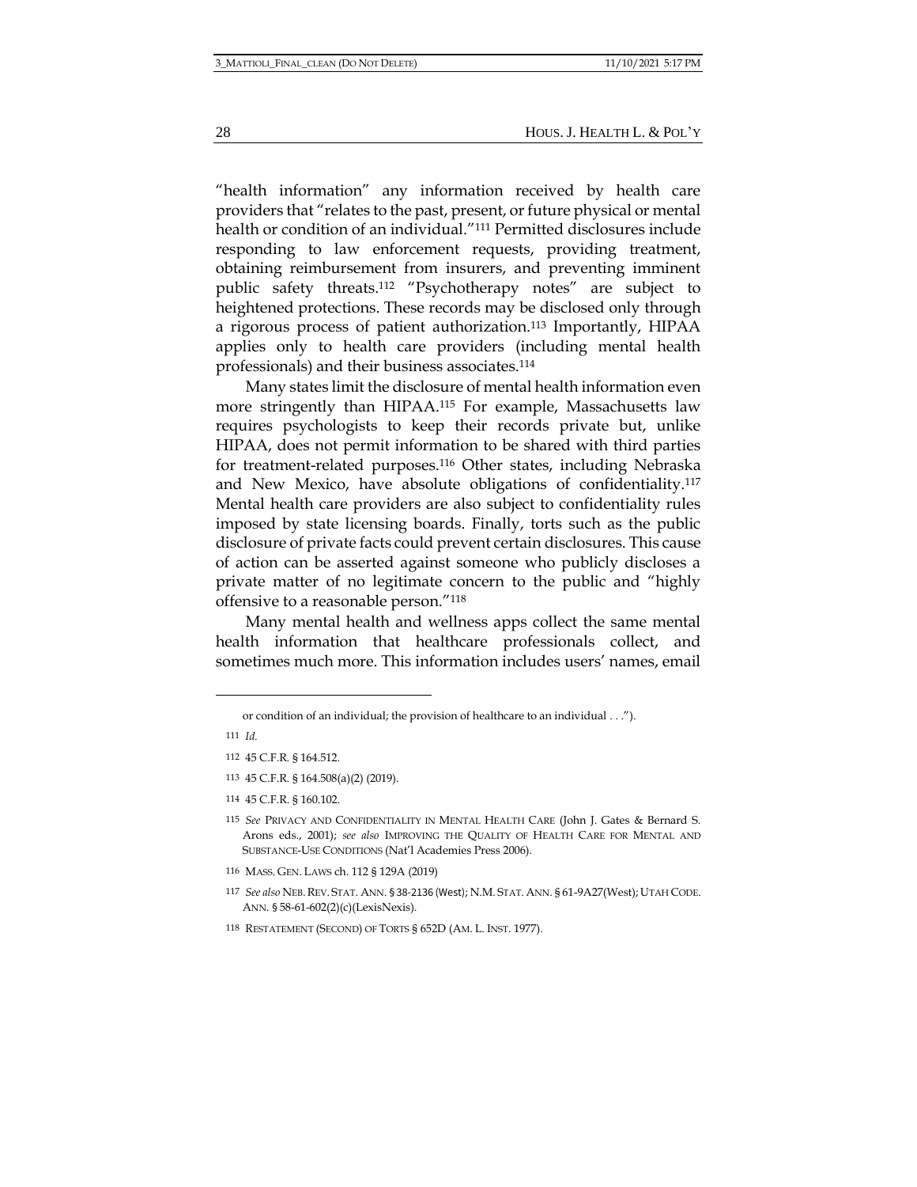"health information" any information received by health care providers that "relates to the past, present, or future physical or mental health or condition of an individual."[111] Permitted disclosures include responding to law enforcement requests, providing treatment, obtaining reimbursement from insurers, and preventing imminent public safety threats.[112] "Psychotherapy notes" are subject to heightened protections. These records may be disclosed only through a rigorous process of patient authorization.[113] Importantly, HIPAA applies only to health care providers (including mental health professionals) and their business associates.[114]

Many states limit the disclosure of mental health information even more stringently than HIPAA.[115] For example, Massachusetts law requires psychologists to keep their records private but, unlike HIPAA, does not permit information to be shared with third parties for treatment-related purposes.[116] Other states, including Nebraska and New Mexico, have absolute obligations of confidentiality.[117] Mental health care providers are also subject to confidentiality rules imposed by state licensing boards. Finally, torts such as the public disclosure of private facts could prevent certain disclosures. This cause of action can be asserted against someone who publicly discloses a private matter of no legitimate concern to the public and "highly offensive to a reasonable person."[118]

Many mental health and wellness apps collect the same mental health information that healthcare professionals collect, and sometimes much more. This information includes users' names, email

---

or condition of an individual; the provision of healthcare to an individual . . .").

111 *Id.*

112 45 C.F.R. § 164.512.

113 45 C.F.R. § 164.508(a)(2) (2019).

114 45 C.F.R. § 160.102.

115 *See* PRIVACY AND CONFIDENTIALITY IN MENTAL HEALTH CARE (John J. Gates & Bernard S. Arons eds., 2001); *see also* IMPROVING THE QUALITY OF HEALTH CARE FOR MENTAL AND SUBSTANCE-USE CONDITIONS (Nat'l Academies Press 2006).

116 MASS. GEN. LAWS ch. 112 § 129A (2019)

117 *See also* NEB. REV. STAT. ANN. § 38-2136 (West); N.M. STAT. ANN. § 61-9A27(West); UTAH CODE. ANN. § 58-61-602(2)(c)(LexisNexis).

118 RESTATEMENT (SECOND) OF TORTS § 652D (AM. L. INST. 1977).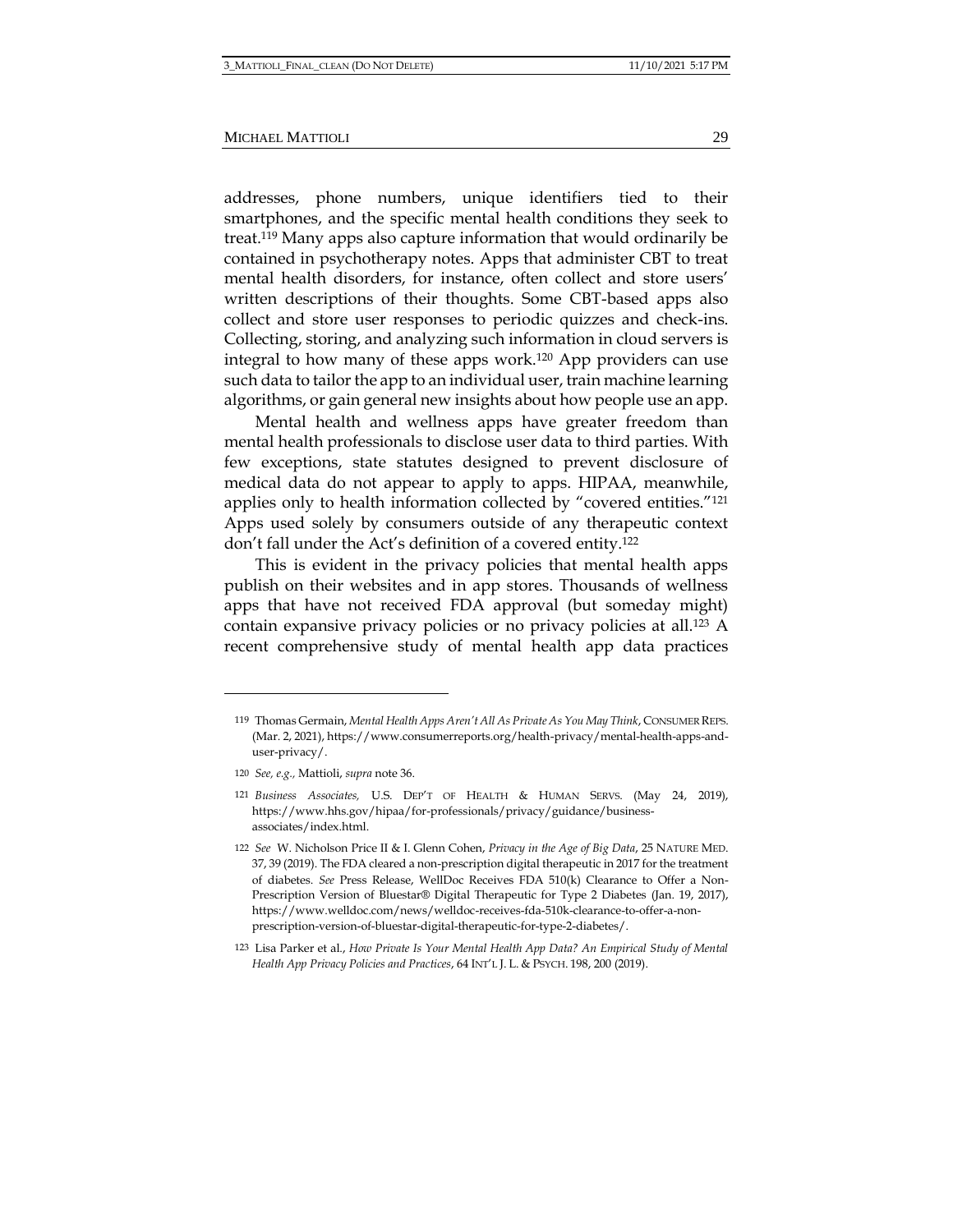addresses, phone numbers, unique identifiers tied to their smartphones, and the specific mental health conditions they seek to treat.[119] Many apps also capture information that would ordinarily be contained in psychotherapy notes. Apps that administer CBT to treat mental health disorders, for instance, often collect and store users' written descriptions of their thoughts. Some CBT-based apps also collect and store user responses to periodic quizzes and check-ins. Collecting, storing, and analyzing such information in cloud servers is integral to how many of these apps work.[120] App providers can use such data to tailor the app to an individual user, train machine learning algorithms, or gain general new insights about how people use an app.

Mental health and wellness apps have greater freedom than mental health professionals to disclose user data to third parties. With few exceptions, state statutes designed to prevent disclosure of medical data do not appear to apply to apps. HIPAA, meanwhile, applies only to health information collected by "covered entities."[121] Apps used solely by consumers outside of any therapeutic context don't fall under the Act's definition of a covered entity.[122]

This is evident in the privacy policies that mental health apps publish on their websites and in app stores. Thousands of wellness apps that have not received FDA approval (but someday might) contain expansive privacy policies or no privacy policies at all.[123] A recent comprehensive study of mental health app data practices

---

119 Thomas Germain, *Mental Health Apps Aren't All As Private As You May Think*, CONSUMER REPS. (Mar. 2, 2021), https://www.consumerreports.org/health-privacy/mental-health-apps-and-user-privacy/.

120 *See, e.g.,* Mattioli, *supra* note 36.

121 *Business Associates,* U.S. DEP'T OF HEALTH & HUMAN SERVS. (May 24, 2019), https://www.hhs.gov/hipaa/for-professionals/privacy/guidance/business-associates/index.html.

122 *See* W. Nicholson Price II & I. Glenn Cohen, *Privacy in the Age of Big Data*, 25 NATURE MED. 37, 39 (2019). The FDA cleared a non-prescription digital therapeutic in 2017 for the treatment of diabetes. *See* Press Release, WellDoc Receives FDA 510(k) Clearance to Offer a Non-Prescription Version of Bluestar® Digital Therapeutic for Type 2 Diabetes (Jan. 19, 2017), https://www.welldoc.com/news/welldoc-receives-fda-510k-clearance-to-offer-a-non-prescription-version-of-bluestar-digital-therapeutic-for-type-2-diabetes/.

123 Lisa Parker et al., *How Private Is Your Mental Health App Data? An Empirical Study of Mental Health App Privacy Policies and Practices*, 64 INT'L J. L. & PSYCH. 198, 200 (2019).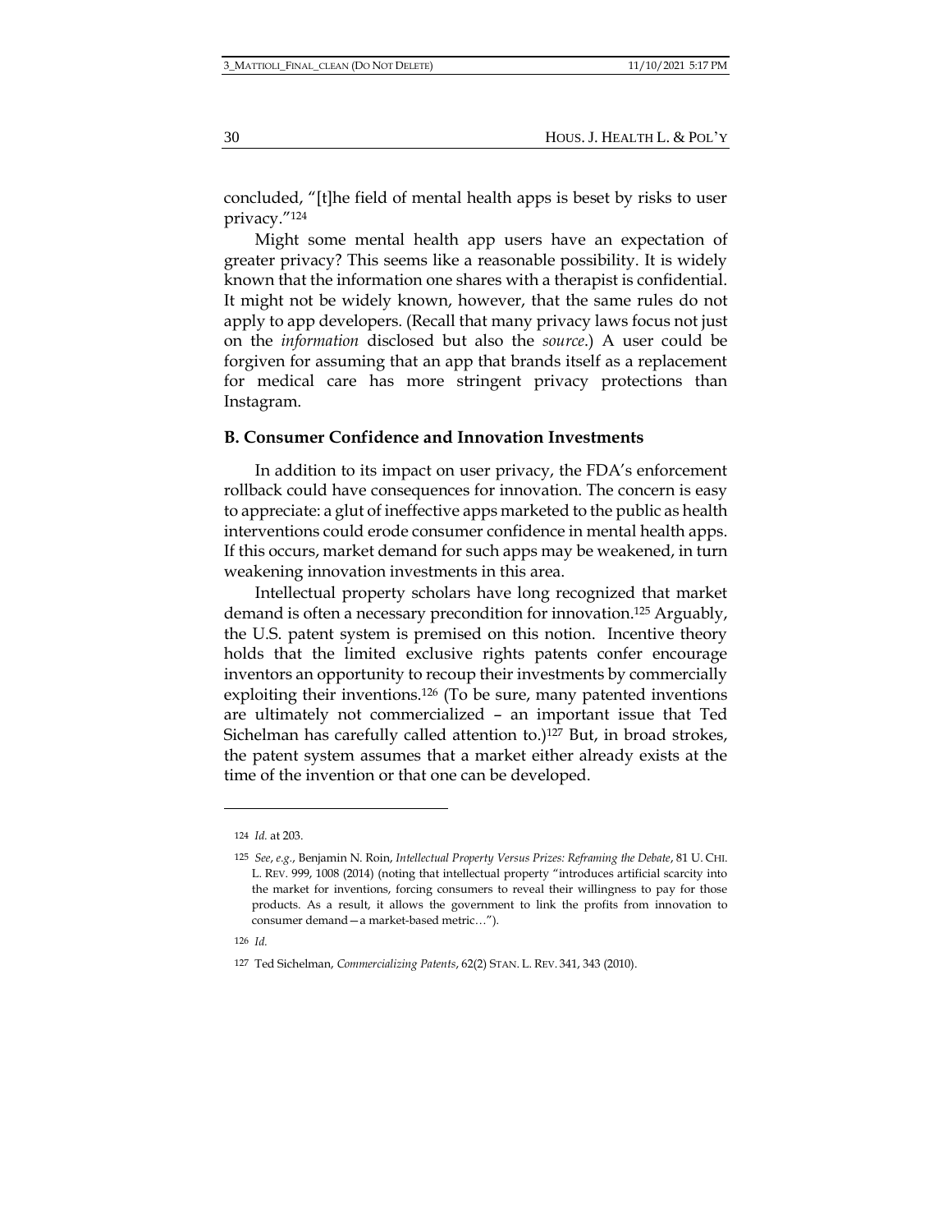concluded, "[t]he field of mental health apps is beset by risks to user privacy."[124]

Might some mental health app users have an expectation of greater privacy? This seems like a reasonable possibility. It is widely known that the information one shares with a therapist is confidential. It might not be widely known, however, that the same rules do not apply to app developers. (Recall that many privacy laws focus not just on the *information* disclosed but also the *source*.) A user could be forgiven for assuming that an app that brands itself as a replacement for medical care has more stringent privacy protections than Instagram.

## B. Consumer Confidence and Innovation Investments

In addition to its impact on user privacy, the FDA's enforcement rollback could have consequences for innovation. The concern is easy to appreciate: a glut of ineffective apps marketed to the public as health interventions could erode consumer confidence in mental health apps. If this occurs, market demand for such apps may be weakened, in turn weakening innovation investments in this area.

Intellectual property scholars have long recognized that market demand is often a necessary precondition for innovation.[125] Arguably, the U.S. patent system is premised on this notion. Incentive theory holds that the limited exclusive rights patents confer encourage inventors an opportunity to recoup their investments by commercially exploiting their inventions.[126] (To be sure, many patented inventions are ultimately not commercialized – an important issue that Ted Sichelman has carefully called attention to.)[127] But, in broad strokes, the patent system assumes that a market either already exists at the time of the invention or that one can be developed.

---

124 *Id.* at 203.

125 *See*, *e.g.*, Benjamin N. Roin, *Intellectual Property Versus Prizes: Reframing the Debate*, 81 U. CHI. L. REV. 999, 1008 (2014) (noting that intellectual property "introduces artificial scarcity into the market for inventions, forcing consumers to reveal their willingness to pay for those products. As a result, it allows the government to link the profits from innovation to consumer demand—a market-based metric…").

126 *Id.*

127 Ted Sichelman, *Commercializing Patents*, 62(2) STAN. L. REV. 341, 343 (2010).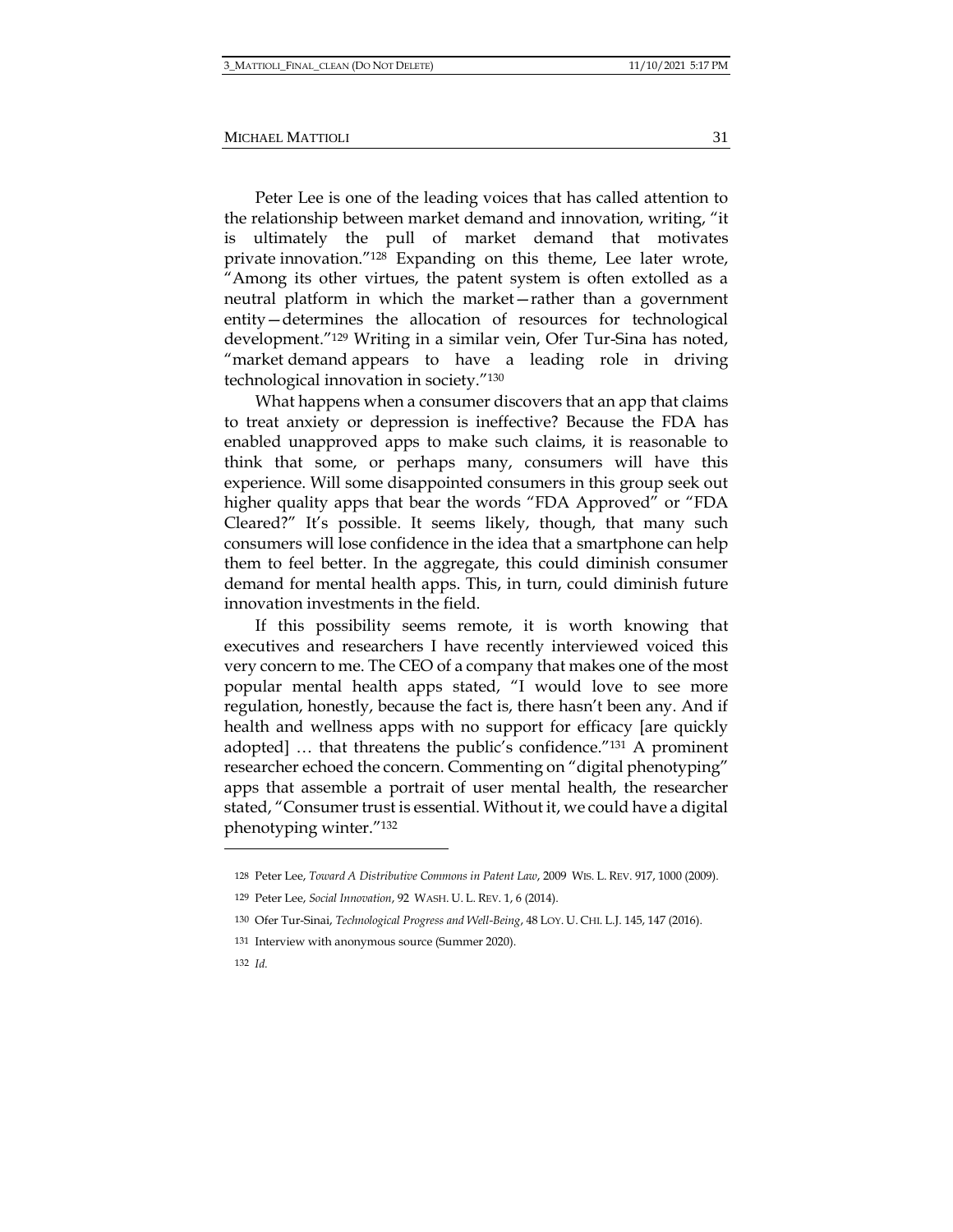Peter Lee is one of the leading voices that has called attention to the relationship between market demand and innovation, writing, "it is ultimately the pull of market demand that motivates private innovation."[128] Expanding on this theme, Lee later wrote, "Among its other virtues, the patent system is often extolled as a neutral platform in which the market—rather than a government entity—determines the allocation of resources for technological development."[129] Writing in a similar vein, Ofer Tur-Sina has noted, "market demand appears to have a leading role in driving technological innovation in society."[130]

What happens when a consumer discovers that an app that claims to treat anxiety or depression is ineffective? Because the FDA has enabled unapproved apps to make such claims, it is reasonable to think that some, or perhaps many, consumers will have this experience. Will some disappointed consumers in this group seek out higher quality apps that bear the words "FDA Approved" or "FDA Cleared?" It's possible. It seems likely, though, that many such consumers will lose confidence in the idea that a smartphone can help them to feel better. In the aggregate, this could diminish consumer demand for mental health apps. This, in turn, could diminish future innovation investments in the field.

If this possibility seems remote, it is worth knowing that executives and researchers I have recently interviewed voiced this very concern to me. The CEO of a company that makes one of the most popular mental health apps stated, "I would love to see more regulation, honestly, because the fact is, there hasn't been any. And if health and wellness apps with no support for efficacy [are quickly adopted] … that threatens the public's confidence."[131] A prominent researcher echoed the concern. Commenting on "digital phenotyping" apps that assemble a portrait of user mental health, the researcher stated, "Consumer trust is essential. Without it, we could have a digital phenotyping winter."[132]

---

128 Peter Lee, *Toward A Distributive Commons in Patent Law*, 2009 WIS. L. REV. 917, 1000 (2009).

129 Peter Lee, *Social Innovation*, 92 WASH. U. L. REV. 1, 6 (2014).

130 Ofer Tur-Sinai, *Technological Progress and Well-Being*, 48 LOY. U. CHI. L.J. 145, 147 (2016).

131 Interview with anonymous source (Summer 2020).

132 *Id.*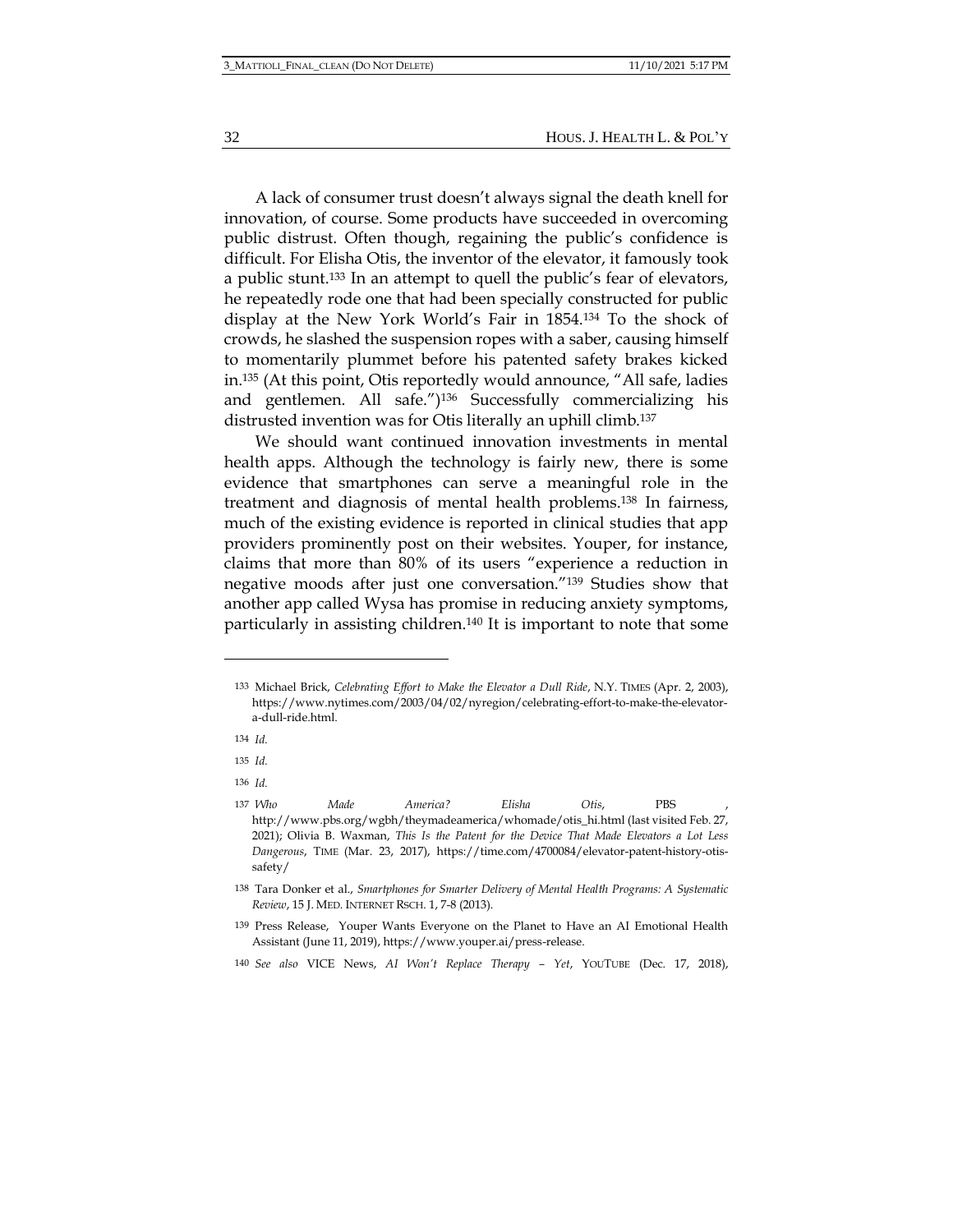A lack of consumer trust doesn't always signal the death knell for innovation, of course. Some products have succeeded in overcoming public distrust. Often though, regaining the public's confidence is difficult. For Elisha Otis, the inventor of the elevator, it famously took a public stunt.[133] In an attempt to quell the public's fear of elevators, he repeatedly rode one that had been specially constructed for public display at the New York World's Fair in 1854.[134] To the shock of crowds, he slashed the suspension ropes with a saber, causing himself to momentarily plummet before his patented safety brakes kicked in.[135] (At this point, Otis reportedly would announce, "All safe, ladies and gentlemen. All safe.")[136] Successfully commercializing his distrusted invention was for Otis literally an uphill climb.[137]

We should want continued innovation investments in mental health apps. Although the technology is fairly new, there is some evidence that smartphones can serve a meaningful role in the treatment and diagnosis of mental health problems.[138] In fairness, much of the existing evidence is reported in clinical studies that app providers prominently post on their websites. Youper, for instance, claims that more than 80% of its users "experience a reduction in negative moods after just one conversation."[139] Studies show that another app called Wysa has promise in reducing anxiety symptoms, particularly in assisting children.[140] It is important to note that some

---

133 Michael Brick, *Celebrating Effort to Make the Elevator a Dull Ride*, N.Y. TIMES (Apr. 2, 2003), https://www.nytimes.com/2003/04/02/nyregion/celebrating-effort-to-make-the-elevator-a-dull-ride.html.

134 *Id.*

135 *Id.*

136 *Id.*

137 *Who Made America? Elisha Otis*, PBS , http://www.pbs.org/wgbh/theymadeamerica/whomade/otis_hi.html (last visited Feb. 27, 2021); Olivia B. Waxman, *This Is the Patent for the Device That Made Elevators a Lot Less Dangerous*, TIME (Mar. 23, 2017), https://time.com/4700084/elevator-patent-history-otis-safety/

138 Tara Donker et al., *Smartphones for Smarter Delivery of Mental Health Programs: A Systematic Review*, 15 J. MED. INTERNET RSCH. 1, 7-8 (2013).

139 Press Release, Youper Wants Everyone on the Planet to Have an AI Emotional Health Assistant (June 11, 2019), https://www.youper.ai/press-release.

140 *See also* VICE News, *AI Won't Replace Therapy – Yet*, YOUTUBE (Dec. 17, 2018),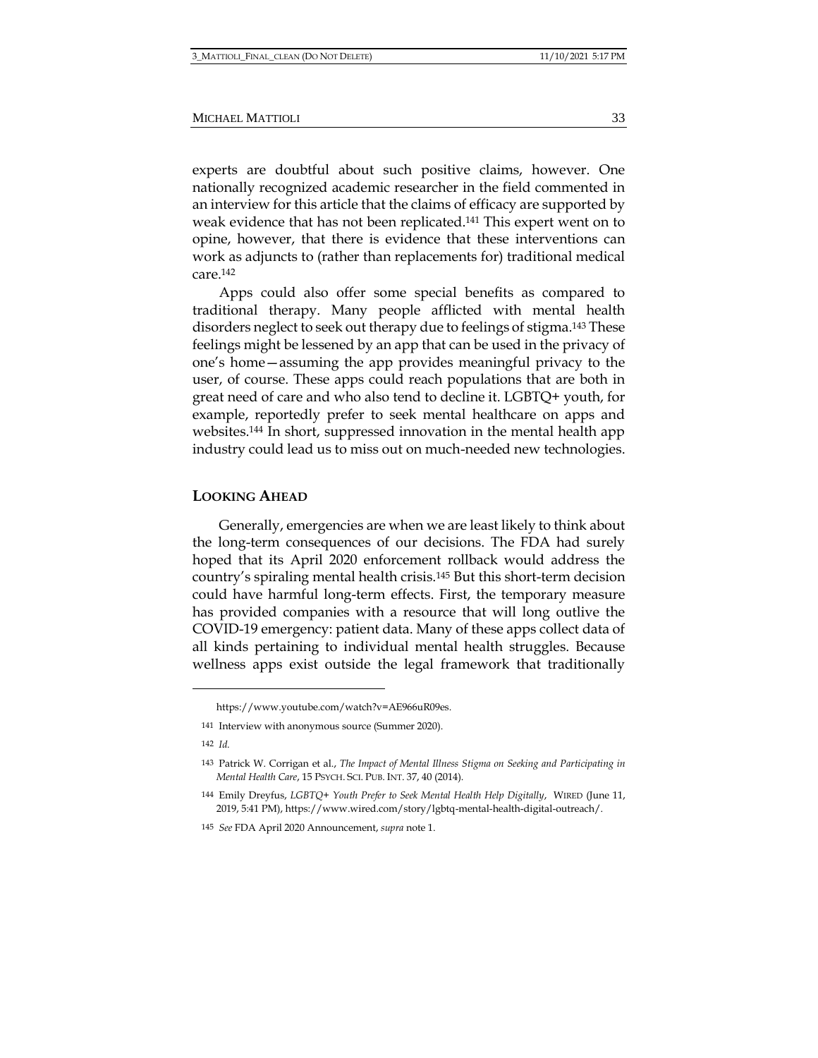experts are doubtful about such positive claims, however. One nationally recognized academic researcher in the field commented in an interview for this article that the claims of efficacy are supported by weak evidence that has not been replicated.[141] This expert went on to opine, however, that there is evidence that these interventions can work as adjuncts to (rather than replacements for) traditional medical care.[142]

Apps could also offer some special benefits as compared to traditional therapy. Many people afflicted with mental health disorders neglect to seek out therapy due to feelings of stigma.[143] These feelings might be lessened by an app that can be used in the privacy of one's home—assuming the app provides meaningful privacy to the user, of course. These apps could reach populations that are both in great need of care and who also tend to decline it. LGBTQ+ youth, for example, reportedly prefer to seek mental healthcare on apps and websites.[144] In short, suppressed innovation in the mental health app industry could lead us to miss out on much-needed new technologies.

## LOOKING AHEAD

Generally, emergencies are when we are least likely to think about the long-term consequences of our decisions. The FDA had surely hoped that its April 2020 enforcement rollback would address the country's spiraling mental health crisis.[145] But this short-term decision could have harmful long-term effects. First, the temporary measure has provided companies with a resource that will long outlive the COVID-19 emergency: patient data. Many of these apps collect data of all kinds pertaining to individual mental health struggles. Because wellness apps exist outside the legal framework that traditionally

---

https://www.youtube.com/watch?v=AE966uR09es.

141 Interview with anonymous source (Summer 2020).

142 *Id.*

143 Patrick W. Corrigan et al., *The Impact of Mental Illness Stigma on Seeking and Participating in Mental Health Care*, 15 PSYCH. SCI. PUB. INT. 37, 40 (2014).

144 Emily Dreyfus, *LGBTQ+ Youth Prefer to Seek Mental Health Help Digitally*, WIRED (June 11, 2019, 5:41 PM), https://www.wired.com/story/lgbtq-mental-health-digital-outreach/.

145 *See* FDA April 2020 Announcement, *supra* note 1.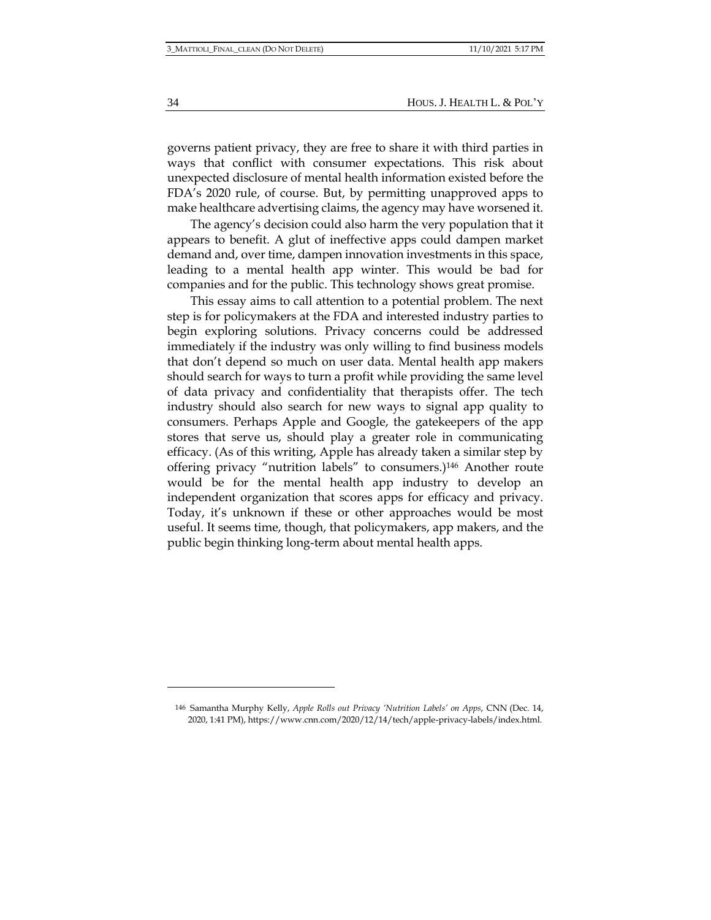governs patient privacy, they are free to share it with third parties in ways that conflict with consumer expectations. This risk about unexpected disclosure of mental health information existed before the FDA's 2020 rule, of course. But, by permitting unapproved apps to make healthcare advertising claims, the agency may have worsened it.

The agency's decision could also harm the very population that it appears to benefit. A glut of ineffective apps could dampen market demand and, over time, dampen innovation investments in this space, leading to a mental health app winter. This would be bad for companies and for the public. This technology shows great promise.

This essay aims to call attention to a potential problem. The next step is for policymakers at the FDA and interested industry parties to begin exploring solutions. Privacy concerns could be addressed immediately if the industry was only willing to find business models that don't depend so much on user data. Mental health app makers should search for ways to turn a profit while providing the same level of data privacy and confidentiality that therapists offer. The tech industry should also search for new ways to signal app quality to consumers. Perhaps Apple and Google, the gatekeepers of the app stores that serve us, should play a greater role in communicating efficacy. (As of this writing, Apple has already taken a similar step by offering privacy "nutrition labels" to consumers.)[146] Another route would be for the mental health app industry to develop an independent organization that scores apps for efficacy and privacy. Today, it's unknown if these or other approaches would be most useful. It seems time, though, that policymakers, app makers, and the public begin thinking long-term about mental health apps.

---

[146] Samantha Murphy Kelly, *Apple Rolls out Privacy 'Nutrition Labels' on Apps*, CNN (Dec. 14, 2020, 1:41 PM), https://www.cnn.com/2020/12/14/tech/apple-privacy-labels/index.html.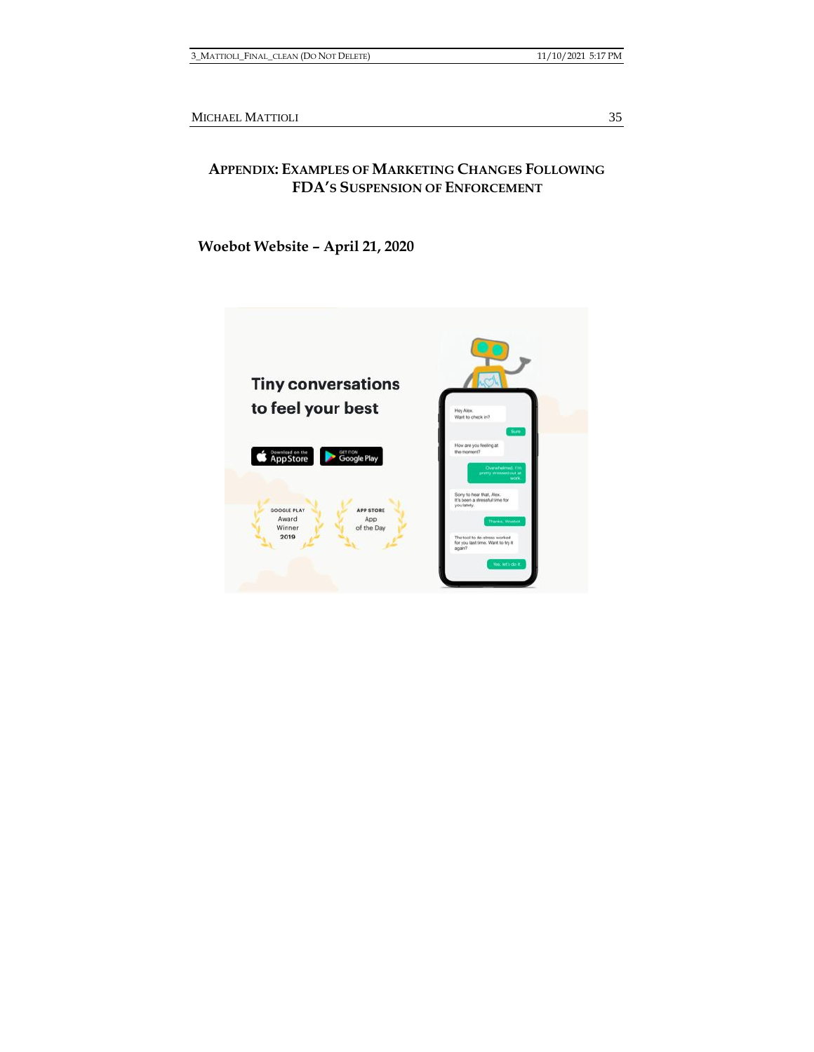## APPENDIX: EXAMPLES OF MARKETING CHANGES FOLLOWING FDA'S SUSPENSION OF ENFORCEMENT

### Woebot Website – April 21, 2020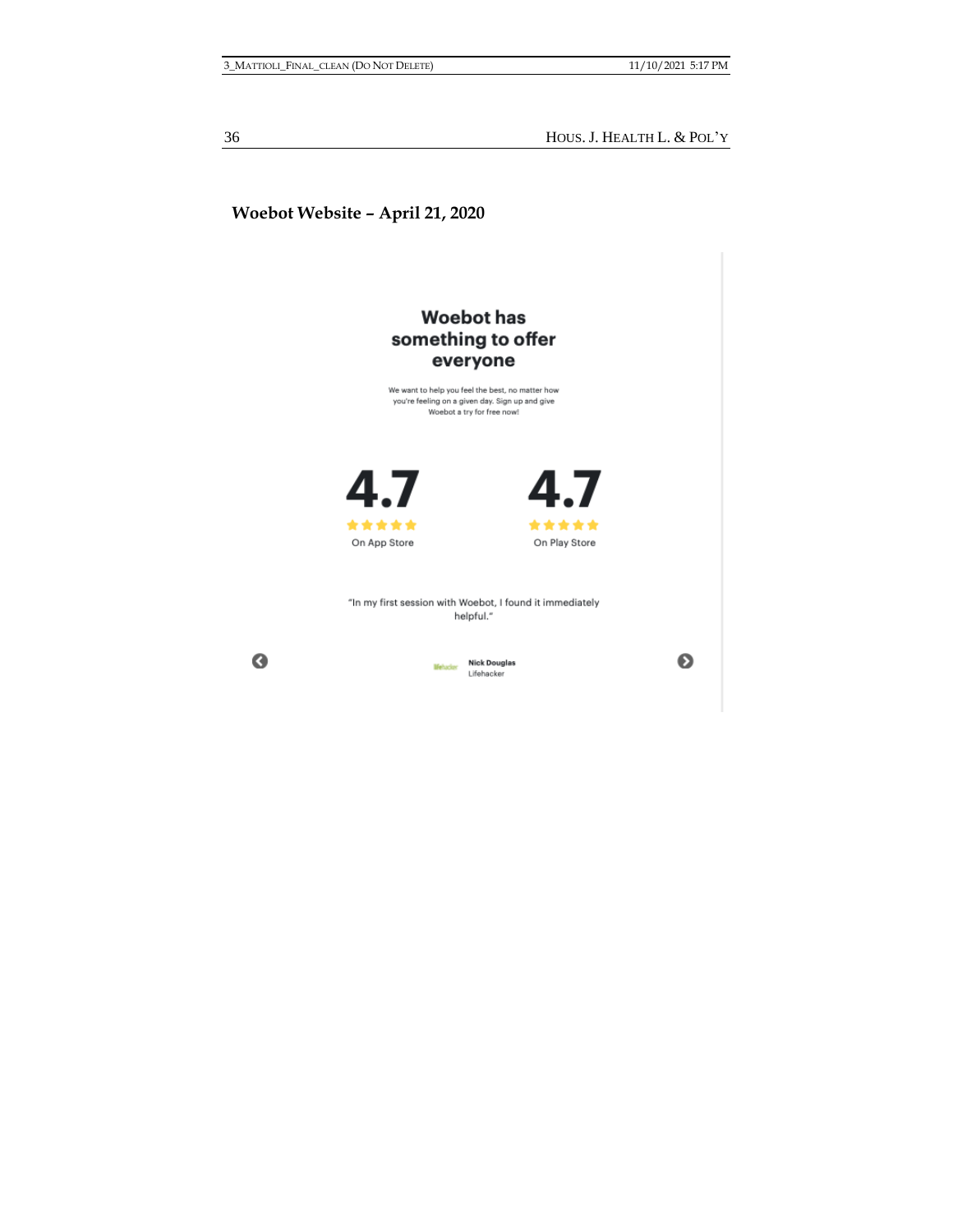**Woebot Website – April 21, 2020**

**Woebot has something to offer everyone**

We want to help you feel the best, no matter how you're feeling on a given day. Sign up and give Woebot a try for free now!

4.7
On App Store

4.7
On Play Store

"In my first session with Woebot, I found it immediately helpful."

Nick Douglas
Lifehacker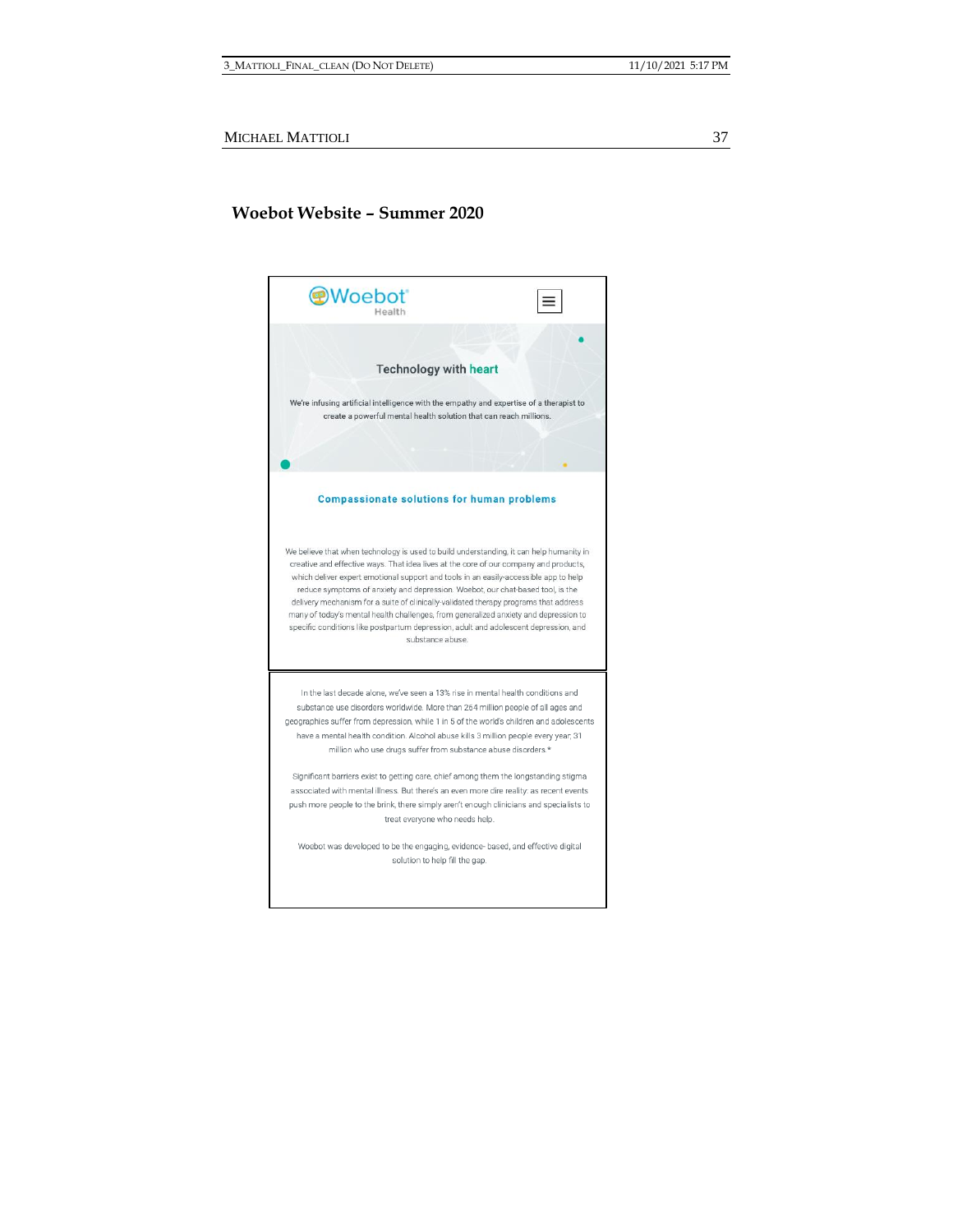## Woebot Website – Summer 2020

Woebot® Health

Technology with **heart**

We're infusing artificial intelligence with the empathy and expertise of a therapist to create a powerful mental health solution that can reach millions.

**Compassionate solutions for human problems**

We believe that when technology is used to build understanding, it can help humanity in creative and effective ways. That idea lives at the core of our company and products, which deliver expert emotional support and tools in an easily-accessible app to help reduce symptoms of anxiety and depression. Woebot, our chat-based tool, is the delivery mechanism for a suite of clinically-validated therapy programs that address many of today's mental health challenges, from generalized anxiety and depression to specific conditions like postpartum depression, adult and adolescent depression, and substance abuse.

In the last decade alone, we've seen a 13% rise in mental health conditions and substance use disorders worldwide. More than 264 million people of all ages and geographies suffer from depression, while 1 in 5 of the world's children and adolescents have a mental health condition. Alcohol abuse kills 3 million people every year; 31 million who use drugs suffer from substance abuse disorders.*

Significant barriers exist to getting care, chief among them the longstanding stigma associated with mental illness. But there's an even more dire reality: as recent events push more people to the brink, there simply aren't enough clinicians and specialists to treat everyone who needs help.

Woebot was developed to be the engaging, evidence- based, and effective digital solution to help fill the gap.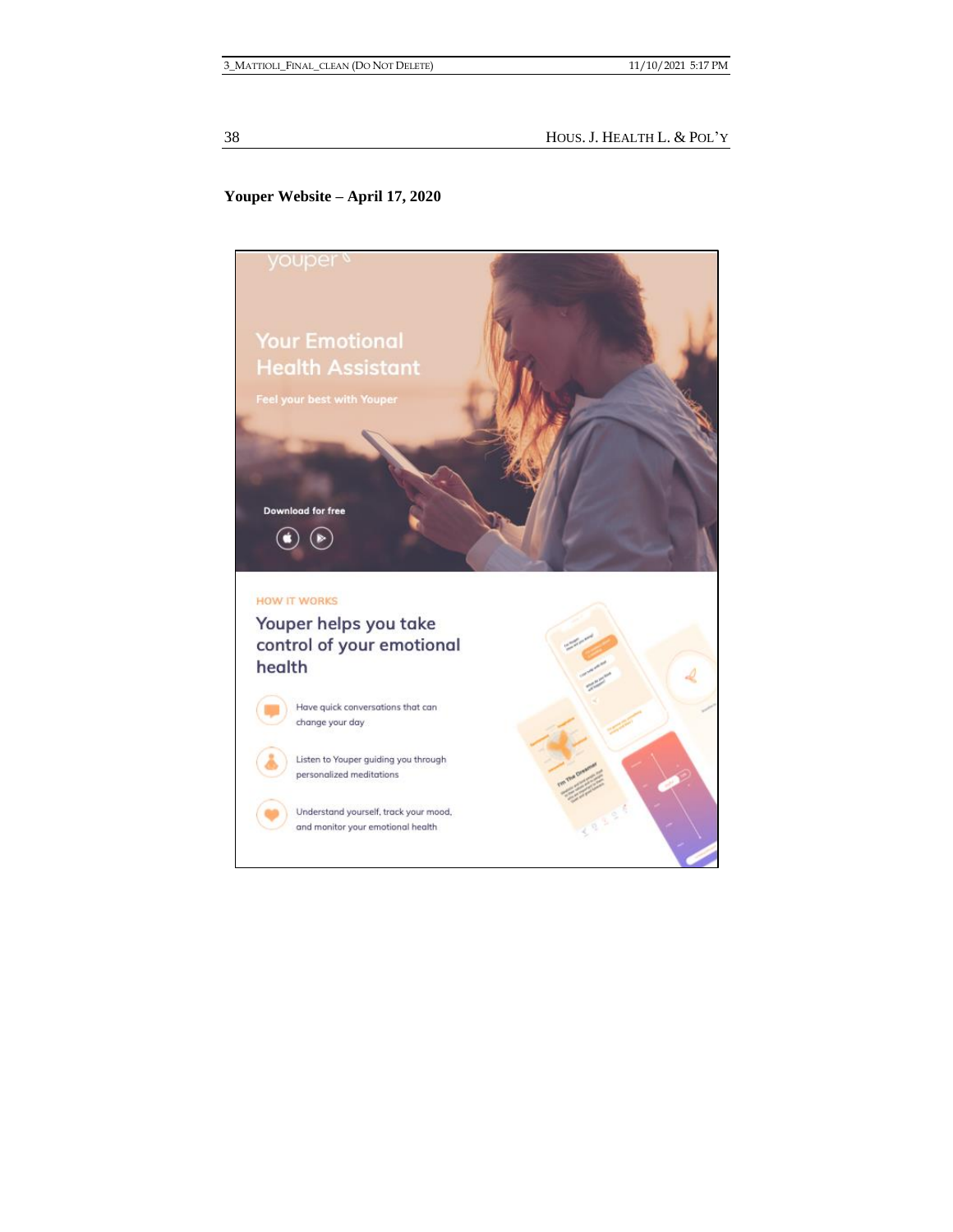**Youper Website – April 17, 2020**

youper

Your Emotional Health Assistant

Feel your best with Youper

Download for free

HOW IT WORKS

Youper helps you take control of your emotional health

Have quick conversations that can change your day

Listen to Youper guiding you through personalized meditations

Understand yourself, track your mood, and monitor your emotional health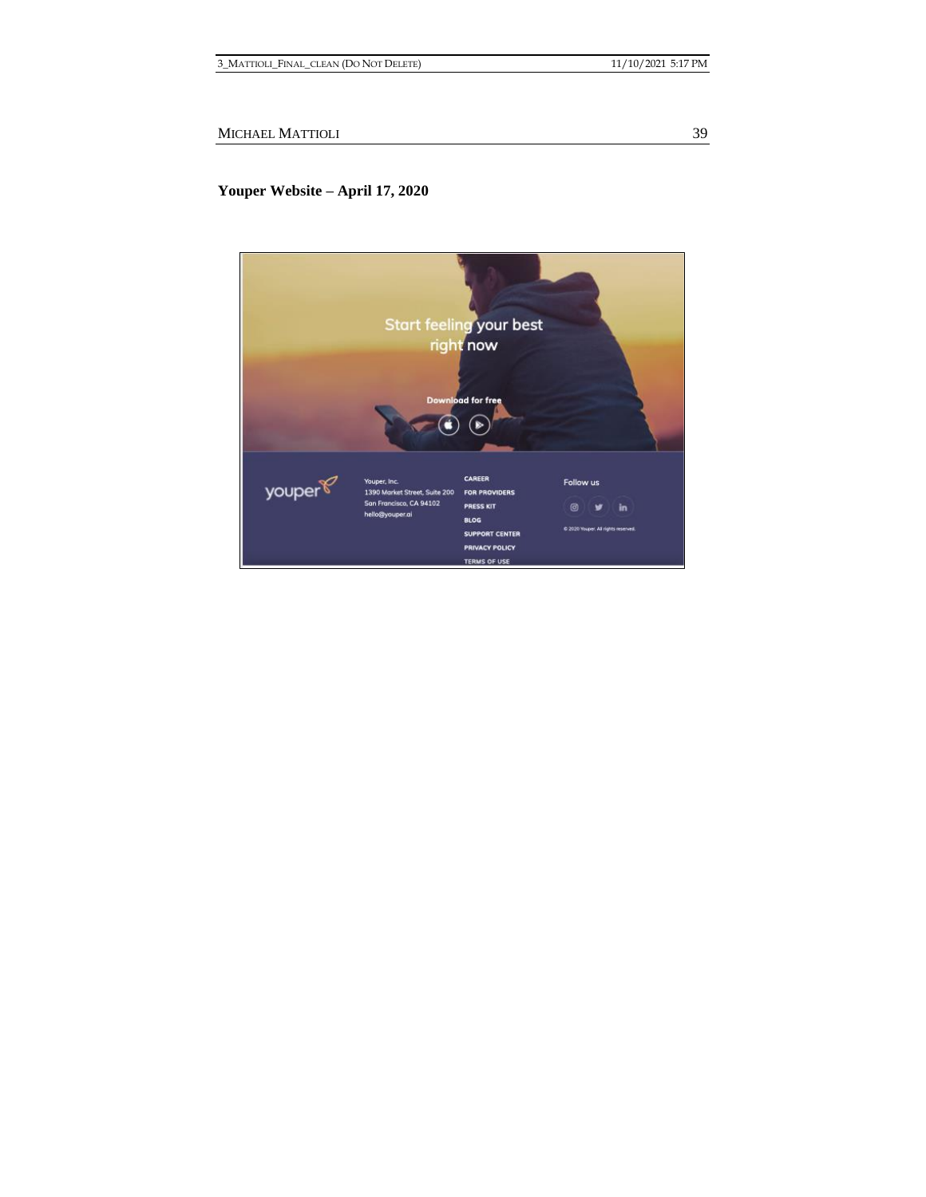**Youper Website – April 17, 2020**

Start feeling your best right now

Download for free

youper

Youper, Inc.
1390 Market Street, Suite 200
San Francisco, CA 94102
hello@youper.ai

CAREER
FOR PROVIDERS
PRESS KIT
BLOG
SUPPORT CENTER
PRIVACY POLICY
TERMS OF USE

Follow us

© 2020 Youper. All rights reserved.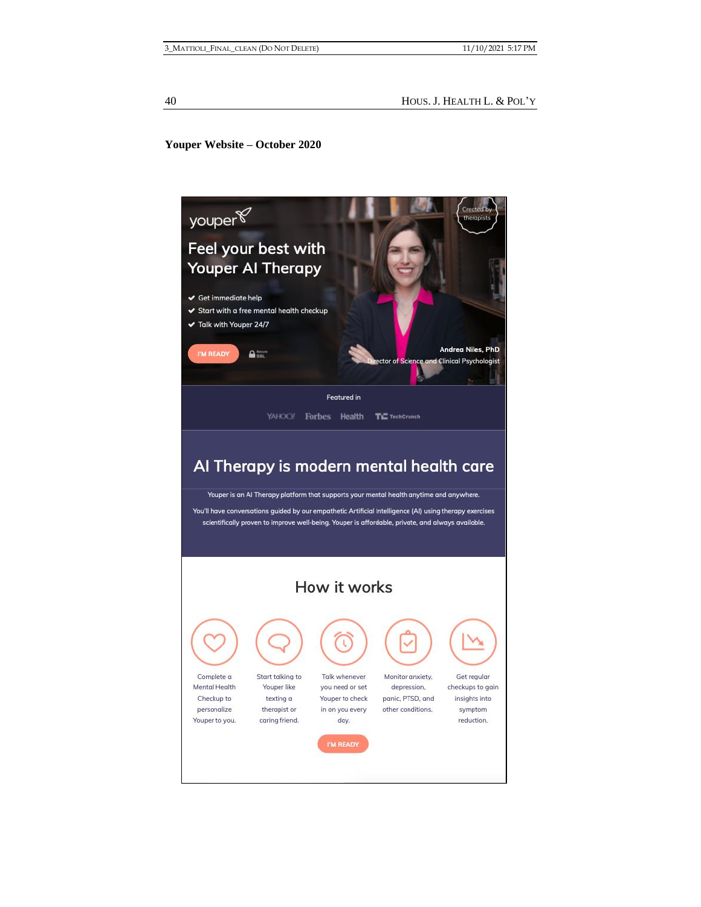**Youper Website – October 2020**

youper

Created by therapists

# Feel your best with Youper AI Therapy

- Get immediate help
- Start with a free mental health checkup
- Talk with Youper 24/7

I'M READY

Secure SSL

**Andrea Niles, PhD**
Director of Science and Clinical Psychologist

Featured in

YAHOO! Forbes Health TechCrunch

## AI Therapy is modern mental health care

Youper is an AI Therapy platform that supports your mental health anytime and anywhere.

You'll have conversations guided by our empathetic Artificial Intelligence (AI) using therapy exercises scientifically proven to improve well-being. Youper is affordable, private, and always available.

## How it works

- Complete a Mental Health Checkup to personalize Youper to you.
- Start talking to Youper like texting a therapist or caring friend.
- Talk whenever you need or set Youper to check in on you every day.
- Monitor anxiety, depression, panic, PTSD, and other conditions.
- Get regular checkups to gain insights into symptom reduction.

I'M READY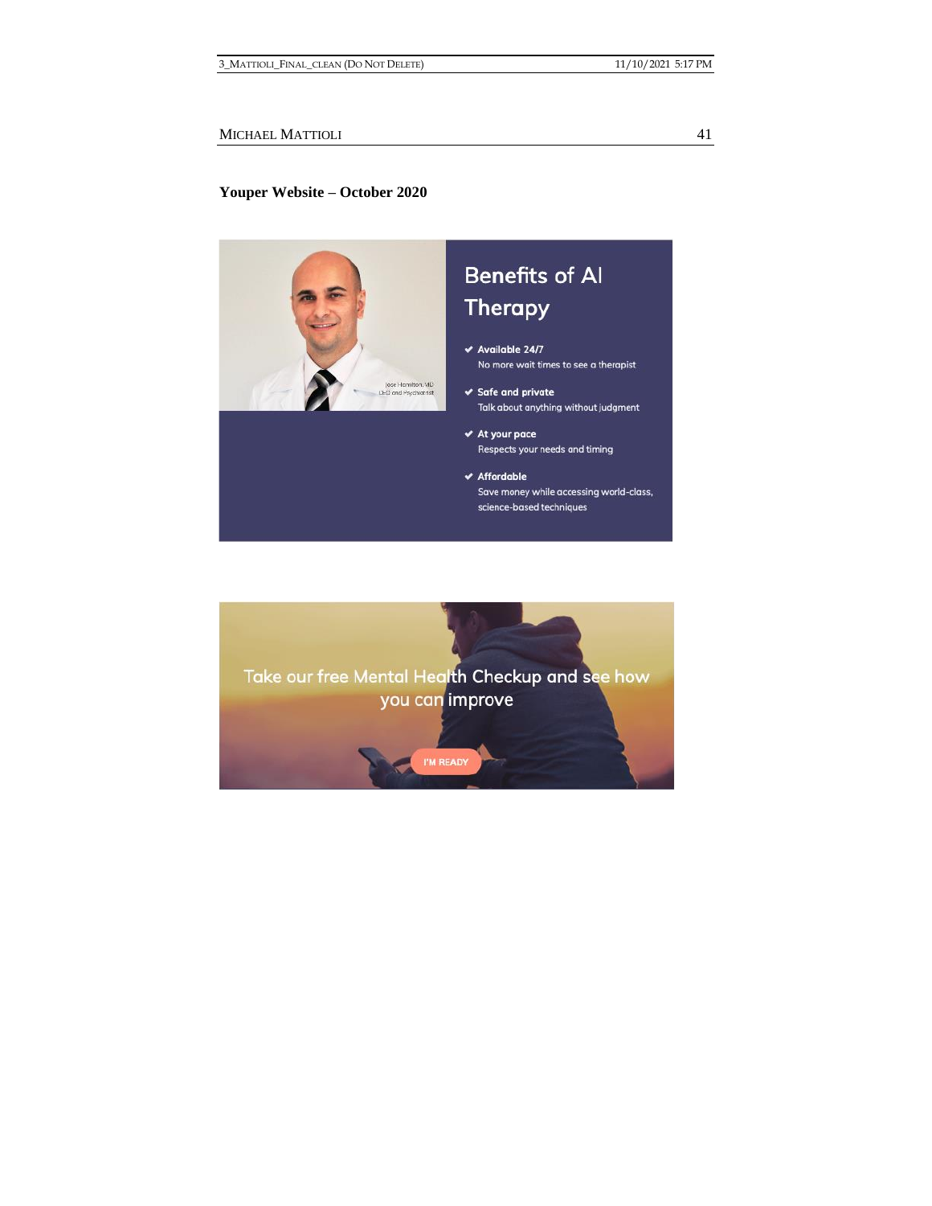**Youper Website – October 2020**

Jose Hamilton, MD
CEO and Psychiatrist

## Benefits of AI Therapy

- **Available 24/7**
  No more wait times to see a therapist
- **Safe and private**
  Talk about anything without judgment
- **At your pace**
  Respects your needs and timing
- **Affordable**
  Save money while accessing world-class, science-based techniques

Take our free Mental Health Checkup and see how you can improve

I'M READY